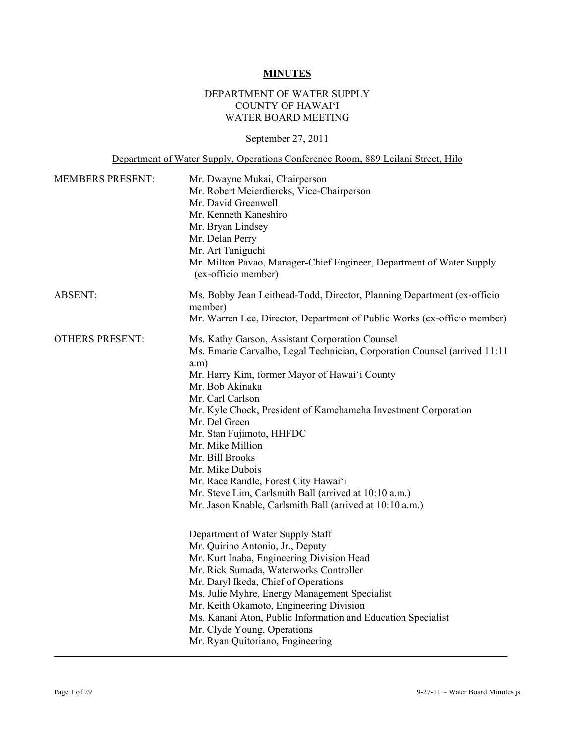# MINUTES

DEPARTMENT OF WATER SUPPLY
COUNTY OF HAWAIʻI
WATER BOARD MEETING

September 27, 2011

Department of Water Supply, Operations Conference Room, 889 Leilani Street, Hilo

**MEMBERS PRESENT:**

Mr. Dwayne Mukai, Chairperson
Mr. Robert Meierdiercks, Vice-Chairperson
Mr. David Greenwell
Mr. Kenneth Kaneshiro
Mr. Bryan Lindsey
Mr. Delan Perry
Mr. Art Taniguchi
Mr. Milton Pavao, Manager-Chief Engineer, Department of Water Supply (ex-officio member)

**ABSENT:**

Ms. Bobby Jean Leithead-Todd, Director, Planning Department (ex-officio member)
Mr. Warren Lee, Director, Department of Public Works (ex-officio member)

**OTHERS PRESENT:**

Ms. Kathy Garson, Assistant Corporation Counsel
Ms. Emarie Carvalho, Legal Technician, Corporation Counsel (arrived 11:11 a.m)
Mr. Harry Kim, former Mayor of Hawaiʻi County
Mr. Bob Akinaka
Mr. Carl Carlson
Mr. Kyle Chock, President of Kamehameha Investment Corporation
Mr. Del Green
Mr. Stan Fujimoto, HHFDC
Mr. Mike Million
Mr. Bill Brooks
Mr. Mike Dubois
Mr. Race Randle, Forest City Hawaiʻi
Mr. Steve Lim, Carlsmith Ball (arrived at 10:10 a.m.)
Mr. Jason Knable, Carlsmith Ball (arrived at 10:10 a.m.)

Department of Water Supply Staff
Mr. Quirino Antonio, Jr., Deputy
Mr. Kurt Inaba, Engineering Division Head
Mr. Rick Sumada, Waterworks Controller
Mr. Daryl Ikeda, Chief of Operations
Ms. Julie Myhre, Energy Management Specialist
Mr. Keith Okamoto, Engineering Division
Ms. Kanani Aton, Public Information and Education Specialist
Mr. Clyde Young, Operations
Mr. Ryan Quitoriano, Engineering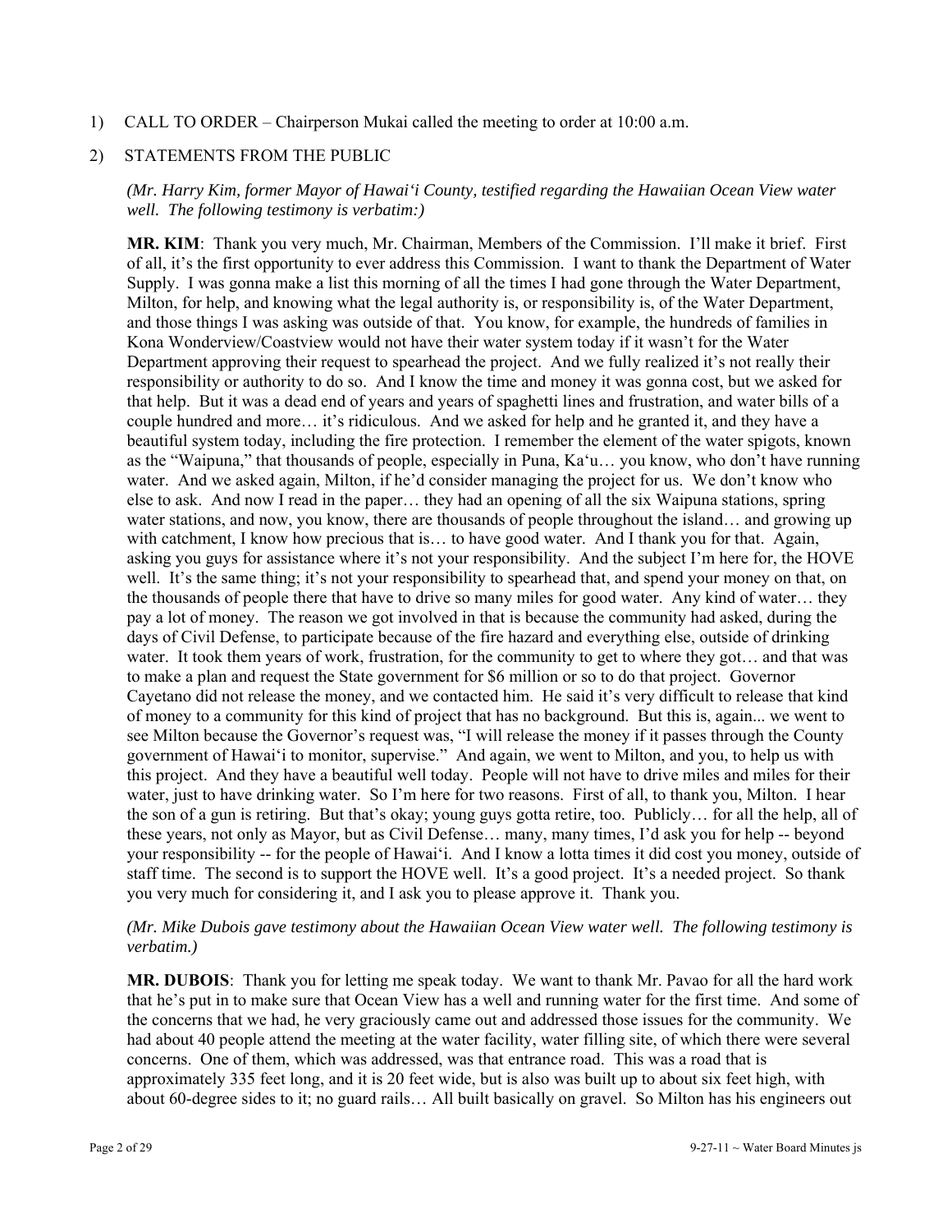1) CALL TO ORDER – Chairperson Mukai called the meeting to order at 10:00 a.m.

2) STATEMENTS FROM THE PUBLIC

*(Mr. Harry Kim, former Mayor of Hawai'i County, testified regarding the Hawaiian Ocean View water well. The following testimony is verbatim:)*

**MR. KIM**: Thank you very much, Mr. Chairman, Members of the Commission. I'll make it brief. First of all, it's the first opportunity to ever address this Commission. I want to thank the Department of Water Supply. I was gonna make a list this morning of all the times I had gone through the Water Department, Milton, for help, and knowing what the legal authority is, or responsibility is, of the Water Department, and those things I was asking was outside of that. You know, for example, the hundreds of families in Kona Wonderview/Coastview would not have their water system today if it wasn't for the Water Department approving their request to spearhead the project. And we fully realized it's not really their responsibility or authority to do so. And I know the time and money it was gonna cost, but we asked for that help. But it was a dead end of years and years of spaghetti lines and frustration, and water bills of a couple hundred and more… it's ridiculous. And we asked for help and he granted it, and they have a beautiful system today, including the fire protection. I remember the element of the water spigots, known as the "Waipuna," that thousands of people, especially in Puna, Ka'u… you know, who don't have running water. And we asked again, Milton, if he'd consider managing the project for us. We don't know who else to ask. And now I read in the paper… they had an opening of all the six Waipuna stations, spring water stations, and now, you know, there are thousands of people throughout the island… and growing up with catchment, I know how precious that is… to have good water. And I thank you for that. Again, asking you guys for assistance where it's not your responsibility. And the subject I'm here for, the HOVE well. It's the same thing; it's not your responsibility to spearhead that, and spend your money on that, on the thousands of people there that have to drive so many miles for good water. Any kind of water… they pay a lot of money. The reason we got involved in that is because the community had asked, during the days of Civil Defense, to participate because of the fire hazard and everything else, outside of drinking water. It took them years of work, frustration, for the community to get to where they got… and that was to make a plan and request the State government for $6 million or so to do that project. Governor Cayetano did not release the money, and we contacted him. He said it's very difficult to release that kind of money to a community for this kind of project that has no background. But this is, again... we went to see Milton because the Governor's request was, "I will release the money if it passes through the County government of Hawai'i to monitor, supervise." And again, we went to Milton, and you, to help us with this project. And they have a beautiful well today. People will not have to drive miles and miles for their water, just to have drinking water. So I'm here for two reasons. First of all, to thank you, Milton. I hear the son of a gun is retiring. But that's okay; young guys gotta retire, too. Publicly… for all the help, all of these years, not only as Mayor, but as Civil Defense… many, many times, I'd ask you for help -- beyond your responsibility -- for the people of Hawai'i. And I know a lotta times it did cost you money, outside of staff time. The second is to support the HOVE well. It's a good project. It's a needed project. So thank you very much for considering it, and I ask you to please approve it. Thank you.

*(Mr. Mike Dubois gave testimony about the Hawaiian Ocean View water well. The following testimony is verbatim.)*

**MR. DUBOIS**: Thank you for letting me speak today. We want to thank Mr. Pavao for all the hard work that he's put in to make sure that Ocean View has a well and running water for the first time. And some of the concerns that we had, he very graciously came out and addressed those issues for the community. We had about 40 people attend the meeting at the water facility, water filling site, of which there were several concerns. One of them, which was addressed, was that entrance road. This was a road that is approximately 335 feet long, and it is 20 feet wide, but is also was built up to about six feet high, with about 60-degree sides to it; no guard rails… All built basically on gravel. So Milton has his engineers out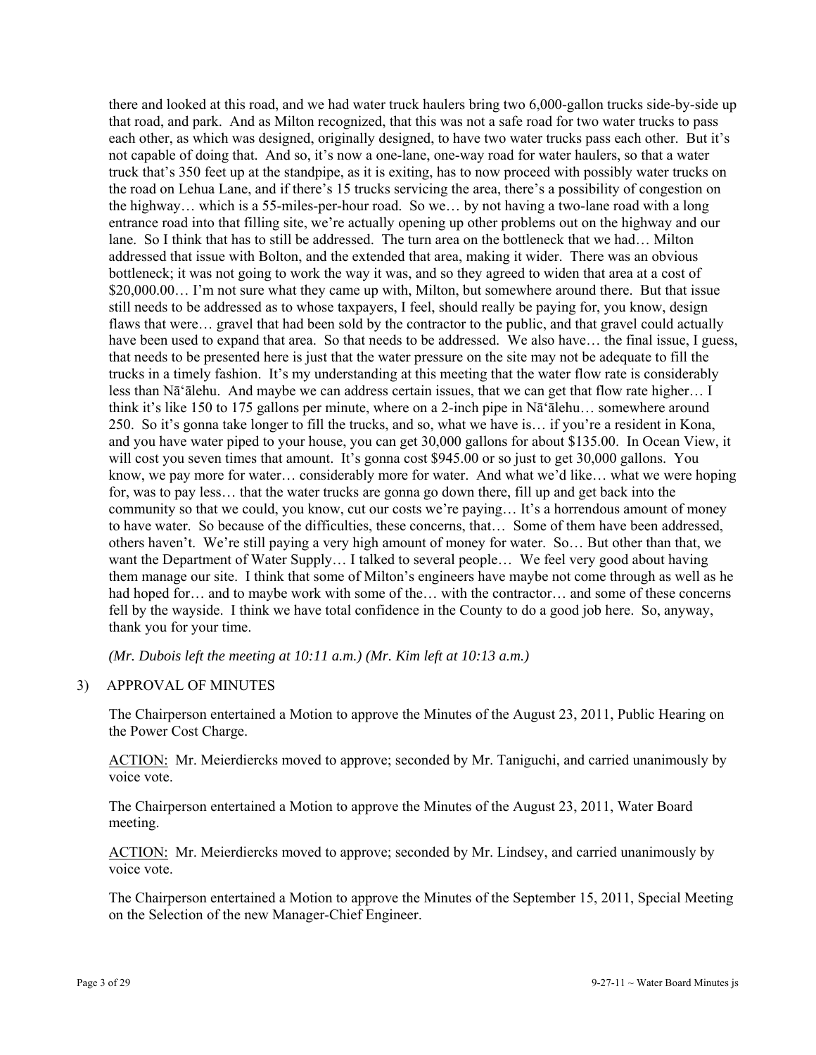there and looked at this road, and we had water truck haulers bring two 6,000-gallon trucks side-by-side up that road, and park. And as Milton recognized, that this was not a safe road for two water trucks to pass each other, as which was designed, originally designed, to have two water trucks pass each other. But it's not capable of doing that. And so, it's now a one-lane, one-way road for water haulers, so that a water truck that's 350 feet up at the standpipe, as it is exiting, has to now proceed with possibly water trucks on the road on Lehua Lane, and if there's 15 trucks servicing the area, there's a possibility of congestion on the highway… which is a 55-miles-per-hour road. So we… by not having a two-lane road with a long entrance road into that filling site, we're actually opening up other problems out on the highway and our lane. So I think that has to still be addressed. The turn area on the bottleneck that we had… Milton addressed that issue with Bolton, and the extended that area, making it wider. There was an obvious bottleneck; it was not going to work the way it was, and so they agreed to widen that area at a cost of $20,000.00… I'm not sure what they came up with, Milton, but somewhere around there. But that issue still needs to be addressed as to whose taxpayers, I feel, should really be paying for, you know, design flaws that were… gravel that had been sold by the contractor to the public, and that gravel could actually have been used to expand that area. So that needs to be addressed. We also have… the final issue, I guess, that needs to be presented here is just that the water pressure on the site may not be adequate to fill the trucks in a timely fashion. It's my understanding at this meeting that the water flow rate is considerably less than Nāʻālehu. And maybe we can address certain issues, that we can get that flow rate higher… I think it's like 150 to 175 gallons per minute, where on a 2-inch pipe in Nāʻālehu… somewhere around 250. So it's gonna take longer to fill the trucks, and so, what we have is… if you're a resident in Kona, and you have water piped to your house, you can get 30,000 gallons for about $135.00. In Ocean View, it will cost you seven times that amount. It's gonna cost $945.00 or so just to get 30,000 gallons. You know, we pay more for water… considerably more for water. And what we'd like… what we were hoping for, was to pay less… that the water trucks are gonna go down there, fill up and get back into the community so that we could, you know, cut our costs we're paying… It's a horrendous amount of money to have water. So because of the difficulties, these concerns, that… Some of them have been addressed, others haven't. We're still paying a very high amount of money for water. So… But other than that, we want the Department of Water Supply… I talked to several people… We feel very good about having them manage our site. I think that some of Milton's engineers have maybe not come through as well as he had hoped for… and to maybe work with some of the… with the contractor… and some of these concerns fell by the wayside. I think we have total confidence in the County to do a good job here. So, anyway, thank you for your time.

*(Mr. Dubois left the meeting at 10:11 a.m.) (Mr. Kim left at 10:13 a.m.)*

3) APPROVAL OF MINUTES

The Chairperson entertained a Motion to approve the Minutes of the August 23, 2011, Public Hearing on the Power Cost Charge.

ACTION: Mr. Meierdiercks moved to approve; seconded by Mr. Taniguchi, and carried unanimously by voice vote.

The Chairperson entertained a Motion to approve the Minutes of the August 23, 2011, Water Board meeting.

ACTION: Mr. Meierdiercks moved to approve; seconded by Mr. Lindsey, and carried unanimously by voice vote.

The Chairperson entertained a Motion to approve the Minutes of the September 15, 2011, Special Meeting on the Selection of the new Manager-Chief Engineer.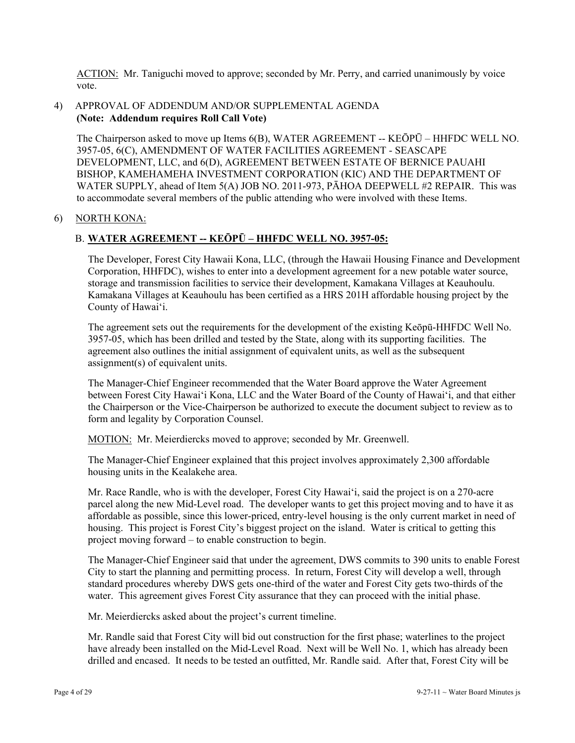ACTION: Mr. Taniguchi moved to approve; seconded by Mr. Perry, and carried unanimously by voice vote.

4) APPROVAL OF ADDENDUM AND/OR SUPPLEMENTAL AGENDA
**(Note: Addendum requires Roll Call Vote)**

The Chairperson asked to move up Items 6(B), WATER AGREEMENT -- KEŌPŪ – HHFDC WELL NO. 3957-05, 6(C), AMENDMENT OF WATER FACILITIES AGREEMENT - SEASCAPE DEVELOPMENT, LLC, and 6(D), AGREEMENT BETWEEN ESTATE OF BERNICE PAUAHI BISHOP, KAMEHAMEHA INVESTMENT CORPORATION (KIC) AND THE DEPARTMENT OF WATER SUPPLY, ahead of Item 5(A) JOB NO. 2011-973, PĀHOA DEEPWELL #2 REPAIR. This was to accommodate several members of the public attending who were involved with these Items.

6) NORTH KONA:

B. **WATER AGREEMENT -- KEŌPŪ – HHFDC WELL NO. 3957-05:**

The Developer, Forest City Hawaii Kona, LLC, (through the Hawaii Housing Finance and Development Corporation, HHFDC), wishes to enter into a development agreement for a new potable water source, storage and transmission facilities to service their development, Kamakana Villages at Keauhoulu. Kamakana Villages at Keauhoulu has been certified as a HRS 201H affordable housing project by the County of Hawaiʻi.

The agreement sets out the requirements for the development of the existing Keōpū-HHFDC Well No. 3957-05, which has been drilled and tested by the State, along with its supporting facilities. The agreement also outlines the initial assignment of equivalent units, as well as the subsequent assignment(s) of equivalent units.

The Manager-Chief Engineer recommended that the Water Board approve the Water Agreement between Forest City Hawaiʻi Kona, LLC and the Water Board of the County of Hawaiʻi, and that either the Chairperson or the Vice-Chairperson be authorized to execute the document subject to review as to form and legality by Corporation Counsel.

MOTION: Mr. Meierdiercks moved to approve; seconded by Mr. Greenwell.

The Manager-Chief Engineer explained that this project involves approximately 2,300 affordable housing units in the Kealakehe area.

Mr. Race Randle, who is with the developer, Forest City Hawaiʻi, said the project is on a 270-acre parcel along the new Mid-Level road. The developer wants to get this project moving and to have it as affordable as possible, since this lower-priced, entry-level housing is the only current market in need of housing. This project is Forest City's biggest project on the island. Water is critical to getting this project moving forward – to enable construction to begin.

The Manager-Chief Engineer said that under the agreement, DWS commits to 390 units to enable Forest City to start the planning and permitting process. In return, Forest City will develop a well, through standard procedures whereby DWS gets one-third of the water and Forest City gets two-thirds of the water. This agreement gives Forest City assurance that they can proceed with the initial phase.

Mr. Meierdiercks asked about the project's current timeline.

Mr. Randle said that Forest City will bid out construction for the first phase; waterlines to the project have already been installed on the Mid-Level Road. Next will be Well No. 1, which has already been drilled and encased. It needs to be tested an outfitted, Mr. Randle said. After that, Forest City will be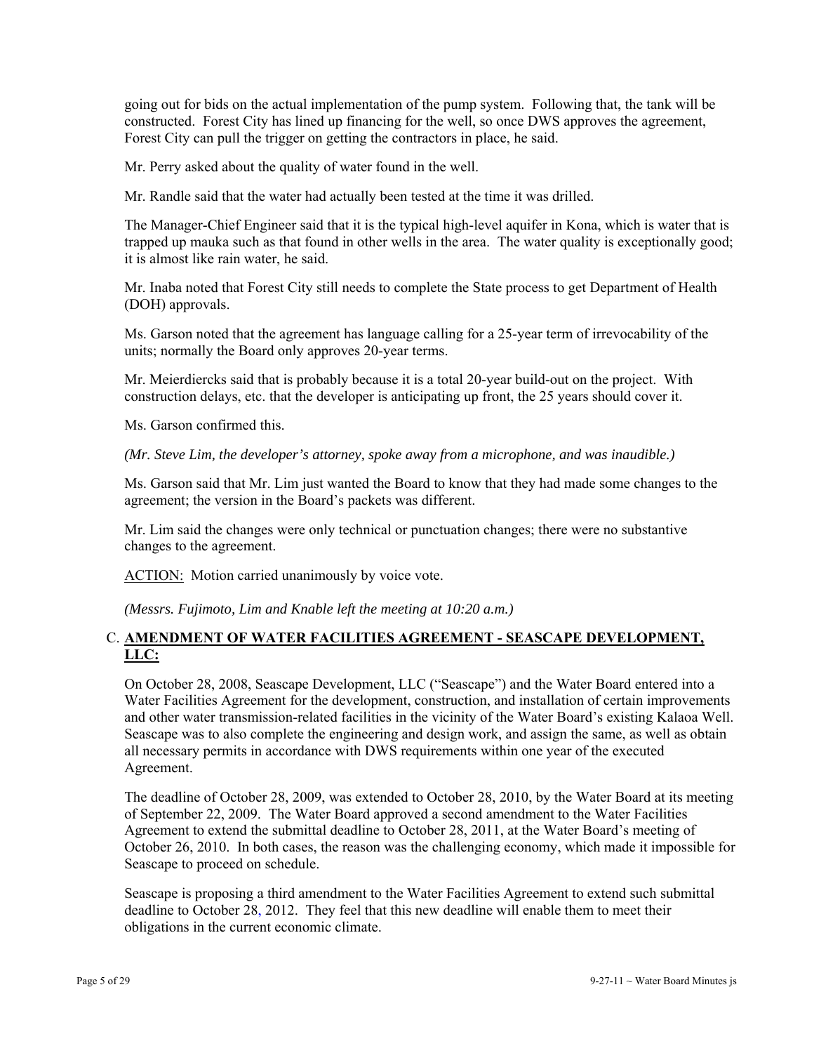going out for bids on the actual implementation of the pump system. Following that, the tank will be constructed. Forest City has lined up financing for the well, so once DWS approves the agreement, Forest City can pull the trigger on getting the contractors in place, he said.

Mr. Perry asked about the quality of water found in the well.

Mr. Randle said that the water had actually been tested at the time it was drilled.

The Manager-Chief Engineer said that it is the typical high-level aquifer in Kona, which is water that is trapped up mauka such as that found in other wells in the area. The water quality is exceptionally good; it is almost like rain water, he said.

Mr. Inaba noted that Forest City still needs to complete the State process to get Department of Health (DOH) approvals.

Ms. Garson noted that the agreement has language calling for a 25-year term of irrevocability of the units; normally the Board only approves 20-year terms.

Mr. Meierdiercks said that is probably because it is a total 20-year build-out on the project. With construction delays, etc. that the developer is anticipating up front, the 25 years should cover it.

Ms. Garson confirmed this.

*(Mr. Steve Lim, the developer's attorney, spoke away from a microphone, and was inaudible.)*

Ms. Garson said that Mr. Lim just wanted the Board to know that they had made some changes to the agreement; the version in the Board's packets was different.

Mr. Lim said the changes were only technical or punctuation changes; there were no substantive changes to the agreement.

ACTION: Motion carried unanimously by voice vote.

*(Messrs. Fujimoto, Lim and Knable left the meeting at 10:20 a.m.)*

## C. AMENDMENT OF WATER FACILITIES AGREEMENT - SEASCAPE DEVELOPMENT, LLC:

On October 28, 2008, Seascape Development, LLC ("Seascape") and the Water Board entered into a Water Facilities Agreement for the development, construction, and installation of certain improvements and other water transmission-related facilities in the vicinity of the Water Board's existing Kalaoa Well. Seascape was to also complete the engineering and design work, and assign the same, as well as obtain all necessary permits in accordance with DWS requirements within one year of the executed Agreement.

The deadline of October 28, 2009, was extended to October 28, 2010, by the Water Board at its meeting of September 22, 2009. The Water Board approved a second amendment to the Water Facilities Agreement to extend the submittal deadline to October 28, 2011, at the Water Board's meeting of October 26, 2010. In both cases, the reason was the challenging economy, which made it impossible for Seascape to proceed on schedule.

Seascape is proposing a third amendment to the Water Facilities Agreement to extend such submittal deadline to October 28, 2012. They feel that this new deadline will enable them to meet their obligations in the current economic climate.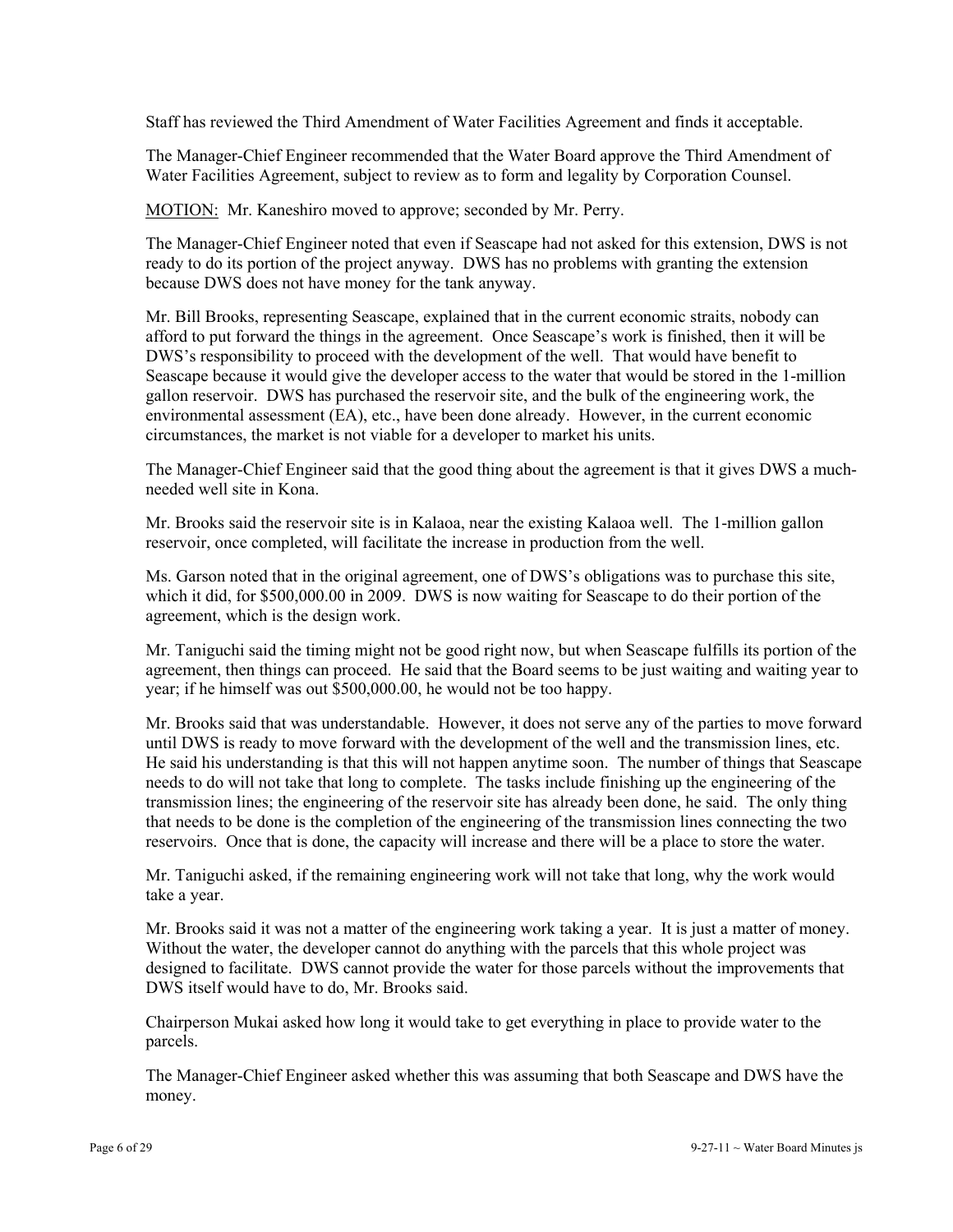Staff has reviewed the Third Amendment of Water Facilities Agreement and finds it acceptable.

The Manager-Chief Engineer recommended that the Water Board approve the Third Amendment of Water Facilities Agreement, subject to review as to form and legality by Corporation Counsel.

MOTION: Mr. Kaneshiro moved to approve; seconded by Mr. Perry.

The Manager-Chief Engineer noted that even if Seascape had not asked for this extension, DWS is not ready to do its portion of the project anyway. DWS has no problems with granting the extension because DWS does not have money for the tank anyway.

Mr. Bill Brooks, representing Seascape, explained that in the current economic straits, nobody can afford to put forward the things in the agreement. Once Seascape's work is finished, then it will be DWS's responsibility to proceed with the development of the well. That would have benefit to Seascape because it would give the developer access to the water that would be stored in the 1-million gallon reservoir. DWS has purchased the reservoir site, and the bulk of the engineering work, the environmental assessment (EA), etc., have been done already. However, in the current economic circumstances, the market is not viable for a developer to market his units.

The Manager-Chief Engineer said that the good thing about the agreement is that it gives DWS a much-needed well site in Kona.

Mr. Brooks said the reservoir site is in Kalaoa, near the existing Kalaoa well. The 1-million gallon reservoir, once completed, will facilitate the increase in production from the well.

Ms. Garson noted that in the original agreement, one of DWS's obligations was to purchase this site, which it did, for $500,000.00 in 2009. DWS is now waiting for Seascape to do their portion of the agreement, which is the design work.

Mr. Taniguchi said the timing might not be good right now, but when Seascape fulfills its portion of the agreement, then things can proceed. He said that the Board seems to be just waiting and waiting year to year; if he himself was out $500,000.00, he would not be too happy.

Mr. Brooks said that was understandable. However, it does not serve any of the parties to move forward until DWS is ready to move forward with the development of the well and the transmission lines, etc. He said his understanding is that this will not happen anytime soon. The number of things that Seascape needs to do will not take that long to complete. The tasks include finishing up the engineering of the transmission lines; the engineering of the reservoir site has already been done, he said. The only thing that needs to be done is the completion of the engineering of the transmission lines connecting the two reservoirs. Once that is done, the capacity will increase and there will be a place to store the water.

Mr. Taniguchi asked, if the remaining engineering work will not take that long, why the work would take a year.

Mr. Brooks said it was not a matter of the engineering work taking a year. It is just a matter of money. Without the water, the developer cannot do anything with the parcels that this whole project was designed to facilitate. DWS cannot provide the water for those parcels without the improvements that DWS itself would have to do, Mr. Brooks said.

Chairperson Mukai asked how long it would take to get everything in place to provide water to the parcels.

The Manager-Chief Engineer asked whether this was assuming that both Seascape and DWS have the money.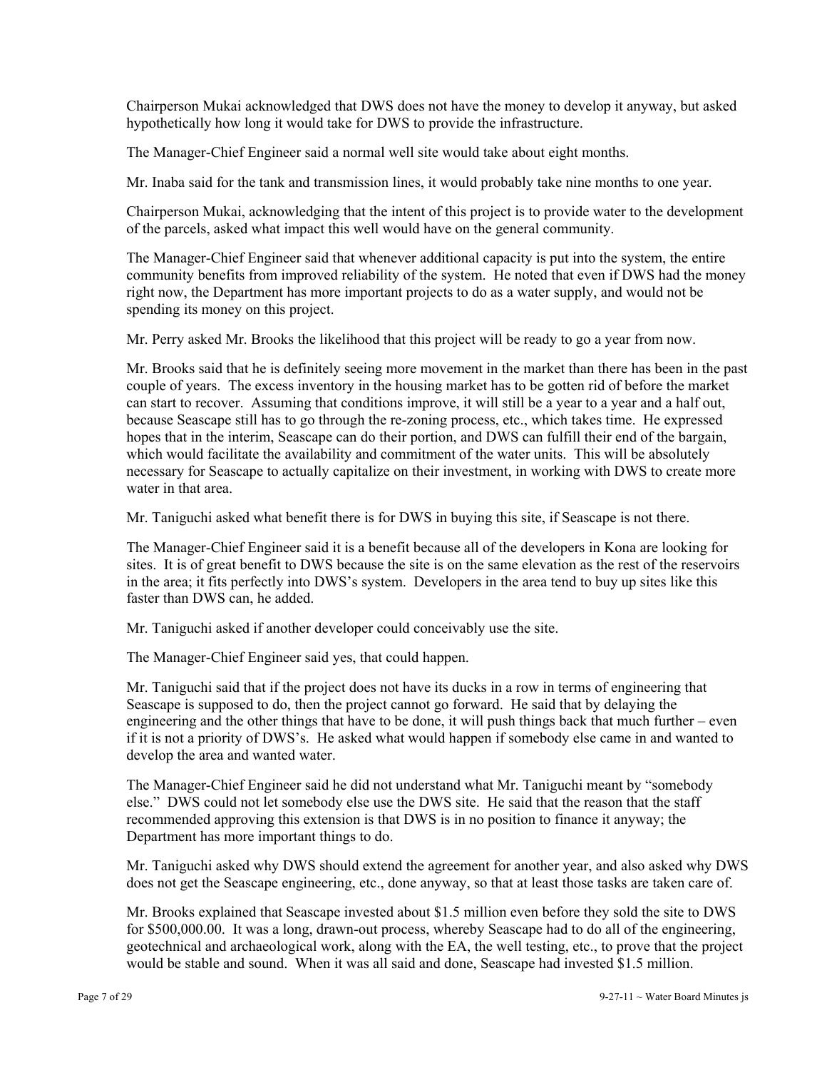Chairperson Mukai acknowledged that DWS does not have the money to develop it anyway, but asked hypothetically how long it would take for DWS to provide the infrastructure.

The Manager-Chief Engineer said a normal well site would take about eight months.

Mr. Inaba said for the tank and transmission lines, it would probably take nine months to one year.

Chairperson Mukai, acknowledging that the intent of this project is to provide water to the development of the parcels, asked what impact this well would have on the general community.

The Manager-Chief Engineer said that whenever additional capacity is put into the system, the entire community benefits from improved reliability of the system. He noted that even if DWS had the money right now, the Department has more important projects to do as a water supply, and would not be spending its money on this project.

Mr. Perry asked Mr. Brooks the likelihood that this project will be ready to go a year from now.

Mr. Brooks said that he is definitely seeing more movement in the market than there has been in the past couple of years. The excess inventory in the housing market has to be gotten rid of before the market can start to recover. Assuming that conditions improve, it will still be a year to a year and a half out, because Seascape still has to go through the re-zoning process, etc., which takes time. He expressed hopes that in the interim, Seascape can do their portion, and DWS can fulfill their end of the bargain, which would facilitate the availability and commitment of the water units. This will be absolutely necessary for Seascape to actually capitalize on their investment, in working with DWS to create more water in that area.

Mr. Taniguchi asked what benefit there is for DWS in buying this site, if Seascape is not there.

The Manager-Chief Engineer said it is a benefit because all of the developers in Kona are looking for sites. It is of great benefit to DWS because the site is on the same elevation as the rest of the reservoirs in the area; it fits perfectly into DWS's system. Developers in the area tend to buy up sites like this faster than DWS can, he added.

Mr. Taniguchi asked if another developer could conceivably use the site.

The Manager-Chief Engineer said yes, that could happen.

Mr. Taniguchi said that if the project does not have its ducks in a row in terms of engineering that Seascape is supposed to do, then the project cannot go forward. He said that by delaying the engineering and the other things that have to be done, it will push things back that much further – even if it is not a priority of DWS's. He asked what would happen if somebody else came in and wanted to develop the area and wanted water.

The Manager-Chief Engineer said he did not understand what Mr. Taniguchi meant by "somebody else." DWS could not let somebody else use the DWS site. He said that the reason that the staff recommended approving this extension is that DWS is in no position to finance it anyway; the Department has more important things to do.

Mr. Taniguchi asked why DWS should extend the agreement for another year, and also asked why DWS does not get the Seascape engineering, etc., done anyway, so that at least those tasks are taken care of.

Mr. Brooks explained that Seascape invested about $1.5 million even before they sold the site to DWS for $500,000.00. It was a long, drawn-out process, whereby Seascape had to do all of the engineering, geotechnical and archaeological work, along with the EA, the well testing, etc., to prove that the project would be stable and sound. When it was all said and done, Seascape had invested $1.5 million.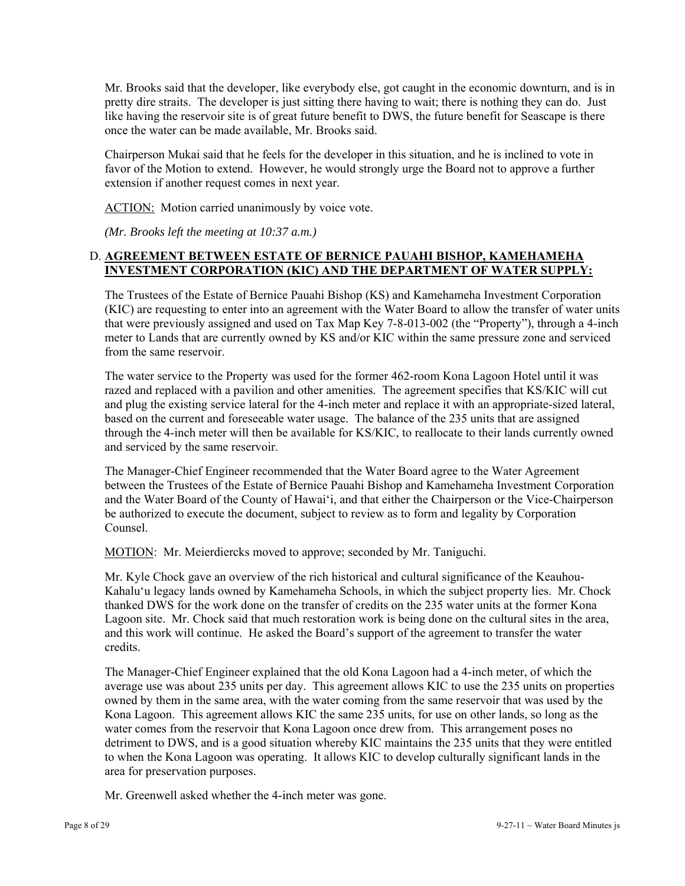Mr. Brooks said that the developer, like everybody else, got caught in the economic downturn, and is in pretty dire straits. The developer is just sitting there having to wait; there is nothing they can do. Just like having the reservoir site is of great future benefit to DWS, the future benefit for Seascape is there once the water can be made available, Mr. Brooks said.

Chairperson Mukai said that he feels for the developer in this situation, and he is inclined to vote in favor of the Motion to extend. However, he would strongly urge the Board not to approve a further extension if another request comes in next year.

ACTION: Motion carried unanimously by voice vote.

*(Mr. Brooks left the meeting at 10:37 a.m.)*

D. **AGREEMENT BETWEEN ESTATE OF BERNICE PAUAHI BISHOP, KAMEHAMEHA INVESTMENT CORPORATION (KIC) AND THE DEPARTMENT OF WATER SUPPLY:**

The Trustees of the Estate of Bernice Pauahi Bishop (KS) and Kamehameha Investment Corporation (KIC) are requesting to enter into an agreement with the Water Board to allow the transfer of water units that were previously assigned and used on Tax Map Key 7-8-013-002 (the "Property"), through a 4-inch meter to Lands that are currently owned by KS and/or KIC within the same pressure zone and serviced from the same reservoir.

The water service to the Property was used for the former 462-room Kona Lagoon Hotel until it was razed and replaced with a pavilion and other amenities. The agreement specifies that KS/KIC will cut and plug the existing service lateral for the 4-inch meter and replace it with an appropriate-sized lateral, based on the current and foreseeable water usage. The balance of the 235 units that are assigned through the 4-inch meter will then be available for KS/KIC, to reallocate to their lands currently owned and serviced by the same reservoir.

The Manager-Chief Engineer recommended that the Water Board agree to the Water Agreement between the Trustees of the Estate of Bernice Pauahi Bishop and Kamehameha Investment Corporation and the Water Board of the County of Hawai'i, and that either the Chairperson or the Vice-Chairperson be authorized to execute the document, subject to review as to form and legality by Corporation Counsel.

MOTION: Mr. Meierdiercks moved to approve; seconded by Mr. Taniguchi.

Mr. Kyle Chock gave an overview of the rich historical and cultural significance of the Keauhou-Kahalu'u legacy lands owned by Kamehameha Schools, in which the subject property lies. Mr. Chock thanked DWS for the work done on the transfer of credits on the 235 water units at the former Kona Lagoon site. Mr. Chock said that much restoration work is being done on the cultural sites in the area, and this work will continue. He asked the Board's support of the agreement to transfer the water credits.

The Manager-Chief Engineer explained that the old Kona Lagoon had a 4-inch meter, of which the average use was about 235 units per day. This agreement allows KIC to use the 235 units on properties owned by them in the same area, with the water coming from the same reservoir that was used by the Kona Lagoon. This agreement allows KIC the same 235 units, for use on other lands, so long as the water comes from the reservoir that Kona Lagoon once drew from. This arrangement poses no detriment to DWS, and is a good situation whereby KIC maintains the 235 units that they were entitled to when the Kona Lagoon was operating. It allows KIC to develop culturally significant lands in the area for preservation purposes.

Mr. Greenwell asked whether the 4-inch meter was gone.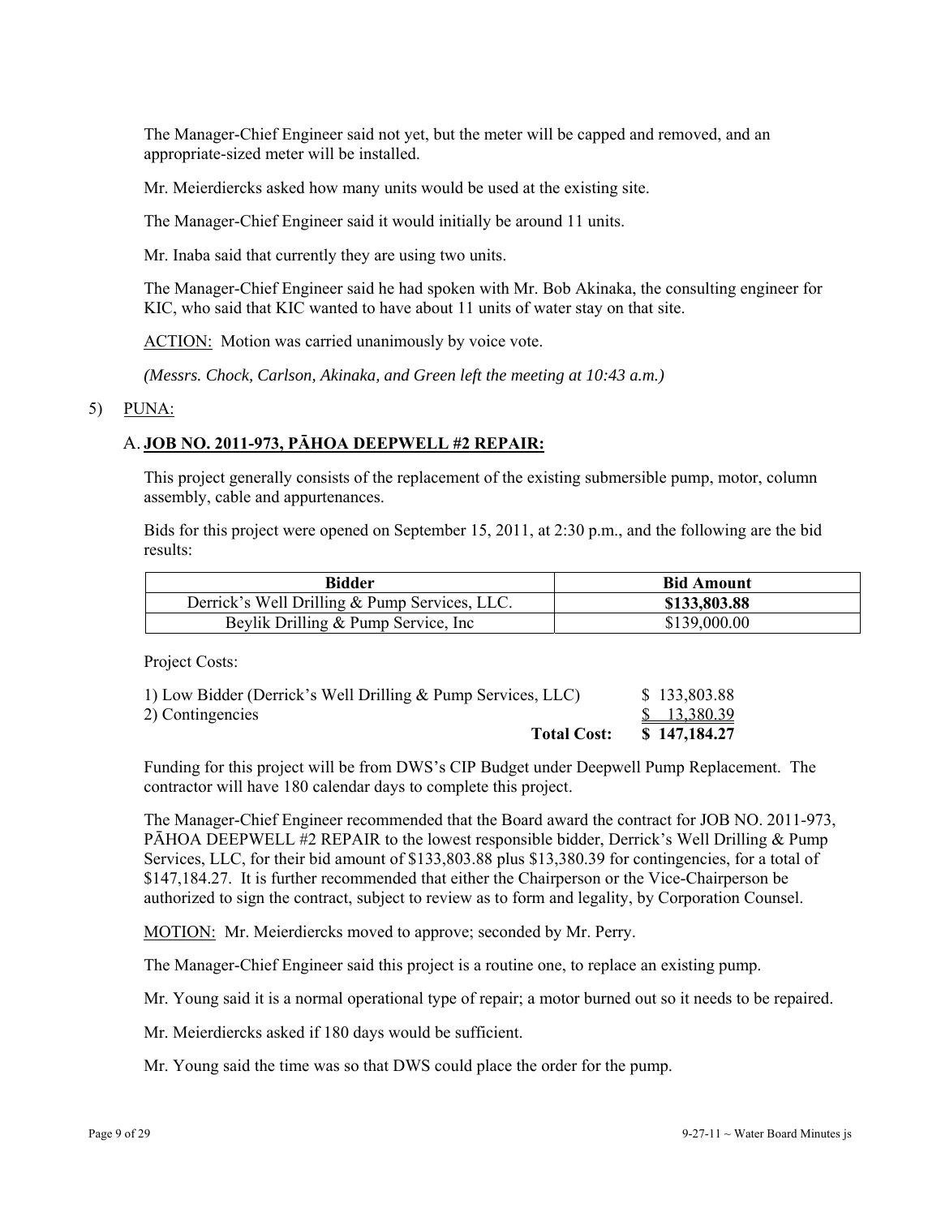The Manager-Chief Engineer said not yet, but the meter will be capped and removed, and an appropriate-sized meter will be installed.

Mr. Meierdiercks asked how many units would be used at the existing site.

The Manager-Chief Engineer said it would initially be around 11 units.

Mr. Inaba said that currently they are using two units.

The Manager-Chief Engineer said he had spoken with Mr. Bob Akinaka, the consulting engineer for KIC, who said that KIC wanted to have about 11 units of water stay on that site.

ACTION: Motion was carried unanimously by voice vote.

*(Messrs. Chock, Carlson, Akinaka, and Green left the meeting at 10:43 a.m.)*

5) PUNA:

A. **JOB NO. 2011-973, PĀHOA DEEPWELL #2 REPAIR:**

This project generally consists of the replacement of the existing submersible pump, motor, column assembly, cable and appurtenances.

Bids for this project were opened on September 15, 2011, at 2:30 p.m., and the following are the bid results:

| Bidder | Bid Amount |
|---|---|
| Derrick's Well Drilling & Pump Services, LLC. | **$133,803.88** |
| Beylik Drilling & Pump Service, Inc | $139,000.00 |

Project Costs:

| | |
|---|---|
| 1) Low Bidder (Derrick's Well Drilling & Pump Services, LLC) | $ 133,803.88 |
| 2) Contingencies | $ 13,380.39 |
| **Total Cost:** | **$ 147,184.27** |

Funding for this project will be from DWS's CIP Budget under Deepwell Pump Replacement. The contractor will have 180 calendar days to complete this project.

The Manager-Chief Engineer recommended that the Board award the contract for JOB NO. 2011-973, PĀHOA DEEPWELL #2 REPAIR to the lowest responsible bidder, Derrick's Well Drilling & Pump Services, LLC, for their bid amount of $133,803.88 plus $13,380.39 for contingencies, for a total of $147,184.27. It is further recommended that either the Chairperson or the Vice-Chairperson be authorized to sign the contract, subject to review as to form and legality, by Corporation Counsel.

MOTION: Mr. Meierdiercks moved to approve; seconded by Mr. Perry.

The Manager-Chief Engineer said this project is a routine one, to replace an existing pump.

Mr. Young said it is a normal operational type of repair; a motor burned out so it needs to be repaired.

Mr. Meierdiercks asked if 180 days would be sufficient.

Mr. Young said the time was so that DWS could place the order for the pump.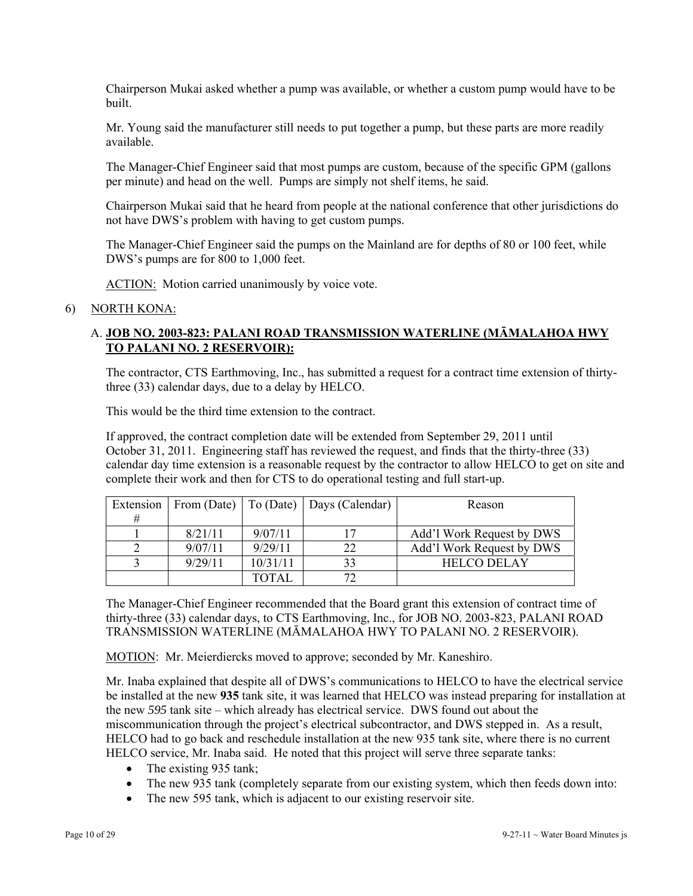Chairperson Mukai asked whether a pump was available, or whether a custom pump would have to be built.

Mr. Young said the manufacturer still needs to put together a pump, but these parts are more readily available.

The Manager-Chief Engineer said that most pumps are custom, because of the specific GPM (gallons per minute) and head on the well. Pumps are simply not shelf items, he said.

Chairperson Mukai said that he heard from people at the national conference that other jurisdictions do not have DWS's problem with having to get custom pumps.

The Manager-Chief Engineer said the pumps on the Mainland are for depths of 80 or 100 feet, while DWS's pumps are for 800 to 1,000 feet.

ACTION: Motion carried unanimously by voice vote.

6) NORTH KONA:

A. **JOB NO. 2003-823: PALANI ROAD TRANSMISSION WATERLINE (MĀMALAHOA HWY TO PALANI NO. 2 RESERVOIR):**

The contractor, CTS Earthmoving, Inc., has submitted a request for a contract time extension of thirty-three (33) calendar days, due to a delay by HELCO.

This would be the third time extension to the contract.

If approved, the contract completion date will be extended from September 29, 2011 until October 31, 2011. Engineering staff has reviewed the request, and finds that the thirty-three (33) calendar day time extension is a reasonable request by the contractor to allow HELCO to get on site and complete their work and then for CTS to do operational testing and full start-up.

| Extension # | From (Date) | To (Date) | Days (Calendar) | Reason |
|---|---|---|---|---|
| 1 | 8/21/11 | 9/07/11 | 17 | Add'l Work Request by DWS |
| 2 | 9/07/11 | 9/29/11 | 22 | Add'l Work Request by DWS |
| 3 | 9/29/11 | 10/31/11 | 33 | HELCO DELAY |
| | | TOTAL | 72 | |

The Manager-Chief Engineer recommended that the Board grant this extension of contract time of thirty-three (33) calendar days, to CTS Earthmoving, Inc., for JOB NO. 2003-823, PALANI ROAD TRANSMISSION WATERLINE (MĀMALAHOA HWY TO PALANI NO. 2 RESERVOIR).

MOTION: Mr. Meierdiercks moved to approve; seconded by Mr. Kaneshiro.

Mr. Inaba explained that despite all of DWS's communications to HELCO to have the electrical service be installed at the new **935** tank site, it was learned that HELCO was instead preparing for installation at the new *595* tank site – which already has electrical service. DWS found out about the miscommunication through the project's electrical subcontractor, and DWS stepped in. As a result, HELCO had to go back and reschedule installation at the new 935 tank site, where there is no current HELCO service, Mr. Inaba said. He noted that this project will serve three separate tanks:

- The existing 935 tank;
- The new 935 tank (completely separate from our existing system, which then feeds down into:
- The new 595 tank, which is adjacent to our existing reservoir site.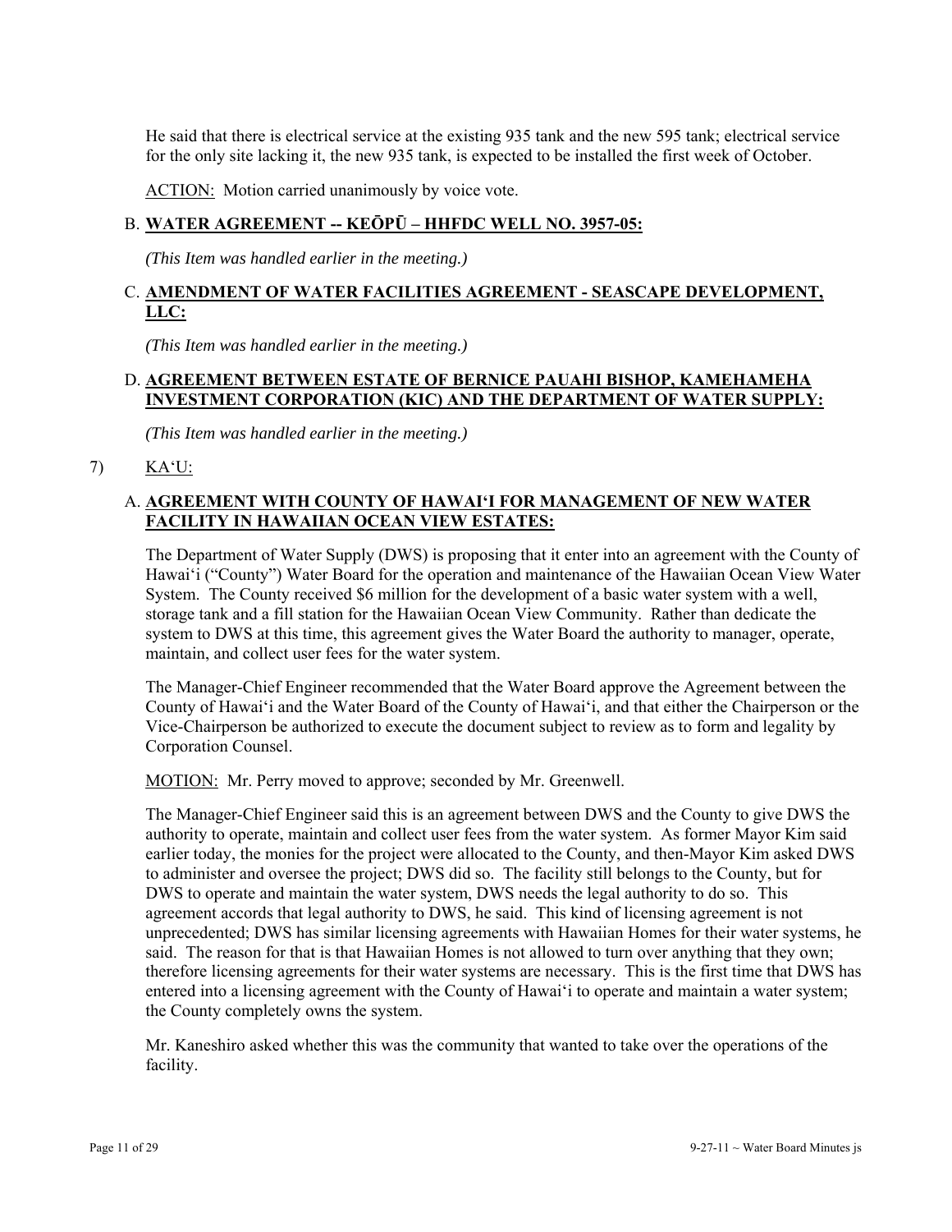He said that there is electrical service at the existing 935 tank and the new 595 tank; electrical service for the only site lacking it, the new 935 tank, is expected to be installed the first week of October.

ACTION: Motion carried unanimously by voice vote.

B. **WATER AGREEMENT -- KEŌPŪ – HHFDC WELL NO. 3957-05:**

*(This Item was handled earlier in the meeting.)*

C. **AMENDMENT OF WATER FACILITIES AGREEMENT - SEASCAPE DEVELOPMENT, LLC:**

*(This Item was handled earlier in the meeting.)*

D. **AGREEMENT BETWEEN ESTATE OF BERNICE PAUAHI BISHOP, KAMEHAMEHA INVESTMENT CORPORATION (KIC) AND THE DEPARTMENT OF WATER SUPPLY:**

*(This Item was handled earlier in the meeting.)*

7) KA'U:

A. **AGREEMENT WITH COUNTY OF HAWAI'I FOR MANAGEMENT OF NEW WATER FACILITY IN HAWAIIAN OCEAN VIEW ESTATES:**

The Department of Water Supply (DWS) is proposing that it enter into an agreement with the County of Hawai'i ("County") Water Board for the operation and maintenance of the Hawaiian Ocean View Water System. The County received $6 million for the development of a basic water system with a well, storage tank and a fill station for the Hawaiian Ocean View Community. Rather than dedicate the system to DWS at this time, this agreement gives the Water Board the authority to manager, operate, maintain, and collect user fees for the water system.

The Manager-Chief Engineer recommended that the Water Board approve the Agreement between the County of Hawai'i and the Water Board of the County of Hawai'i, and that either the Chairperson or the Vice-Chairperson be authorized to execute the document subject to review as to form and legality by Corporation Counsel.

MOTION: Mr. Perry moved to approve; seconded by Mr. Greenwell.

The Manager-Chief Engineer said this is an agreement between DWS and the County to give DWS the authority to operate, maintain and collect user fees from the water system. As former Mayor Kim said earlier today, the monies for the project were allocated to the County, and then-Mayor Kim asked DWS to administer and oversee the project; DWS did so. The facility still belongs to the County, but for DWS to operate and maintain the water system, DWS needs the legal authority to do so. This agreement accords that legal authority to DWS, he said. This kind of licensing agreement is not unprecedented; DWS has similar licensing agreements with Hawaiian Homes for their water systems, he said. The reason for that is that Hawaiian Homes is not allowed to turn over anything that they own; therefore licensing agreements for their water systems are necessary. This is the first time that DWS has entered into a licensing agreement with the County of Hawai'i to operate and maintain a water system; the County completely owns the system.

Mr. Kaneshiro asked whether this was the community that wanted to take over the operations of the facility.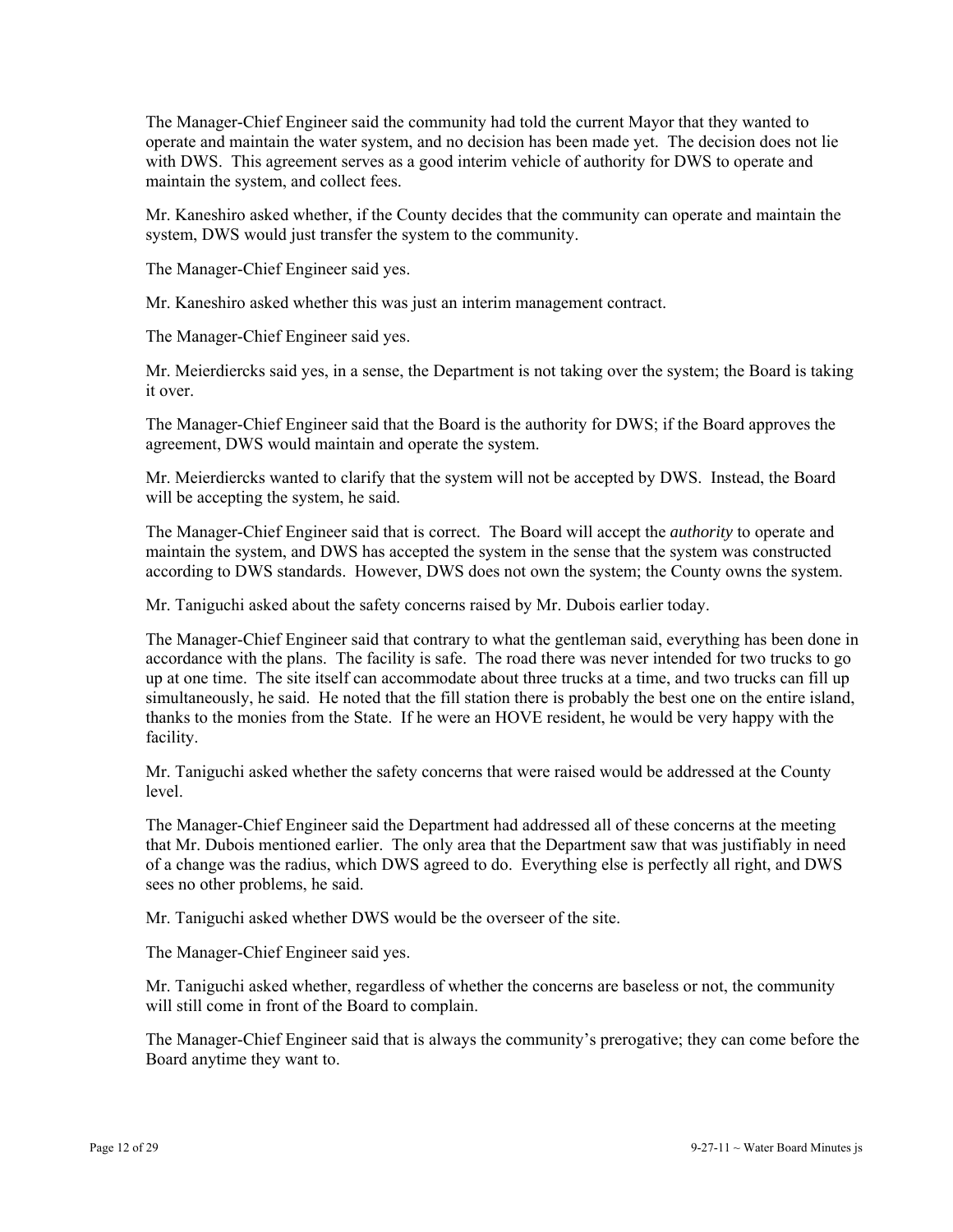The Manager-Chief Engineer said the community had told the current Mayor that they wanted to operate and maintain the water system, and no decision has been made yet. The decision does not lie with DWS. This agreement serves as a good interim vehicle of authority for DWS to operate and maintain the system, and collect fees.

Mr. Kaneshiro asked whether, if the County decides that the community can operate and maintain the system, DWS would just transfer the system to the community.

The Manager-Chief Engineer said yes.

Mr. Kaneshiro asked whether this was just an interim management contract.

The Manager-Chief Engineer said yes.

Mr. Meierdiercks said yes, in a sense, the Department is not taking over the system; the Board is taking it over.

The Manager-Chief Engineer said that the Board is the authority for DWS; if the Board approves the agreement, DWS would maintain and operate the system.

Mr. Meierdiercks wanted to clarify that the system will not be accepted by DWS. Instead, the Board will be accepting the system, he said.

The Manager-Chief Engineer said that is correct. The Board will accept the *authority* to operate and maintain the system, and DWS has accepted the system in the sense that the system was constructed according to DWS standards. However, DWS does not own the system; the County owns the system.

Mr. Taniguchi asked about the safety concerns raised by Mr. Dubois earlier today.

The Manager-Chief Engineer said that contrary to what the gentleman said, everything has been done in accordance with the plans. The facility is safe. The road there was never intended for two trucks to go up at one time. The site itself can accommodate about three trucks at a time, and two trucks can fill up simultaneously, he said. He noted that the fill station there is probably the best one on the entire island, thanks to the monies from the State. If he were an HOVE resident, he would be very happy with the facility.

Mr. Taniguchi asked whether the safety concerns that were raised would be addressed at the County level.

The Manager-Chief Engineer said the Department had addressed all of these concerns at the meeting that Mr. Dubois mentioned earlier. The only area that the Department saw that was justifiably in need of a change was the radius, which DWS agreed to do. Everything else is perfectly all right, and DWS sees no other problems, he said.

Mr. Taniguchi asked whether DWS would be the overseer of the site.

The Manager-Chief Engineer said yes.

Mr. Taniguchi asked whether, regardless of whether the concerns are baseless or not, the community will still come in front of the Board to complain.

The Manager-Chief Engineer said that is always the community's prerogative; they can come before the Board anytime they want to.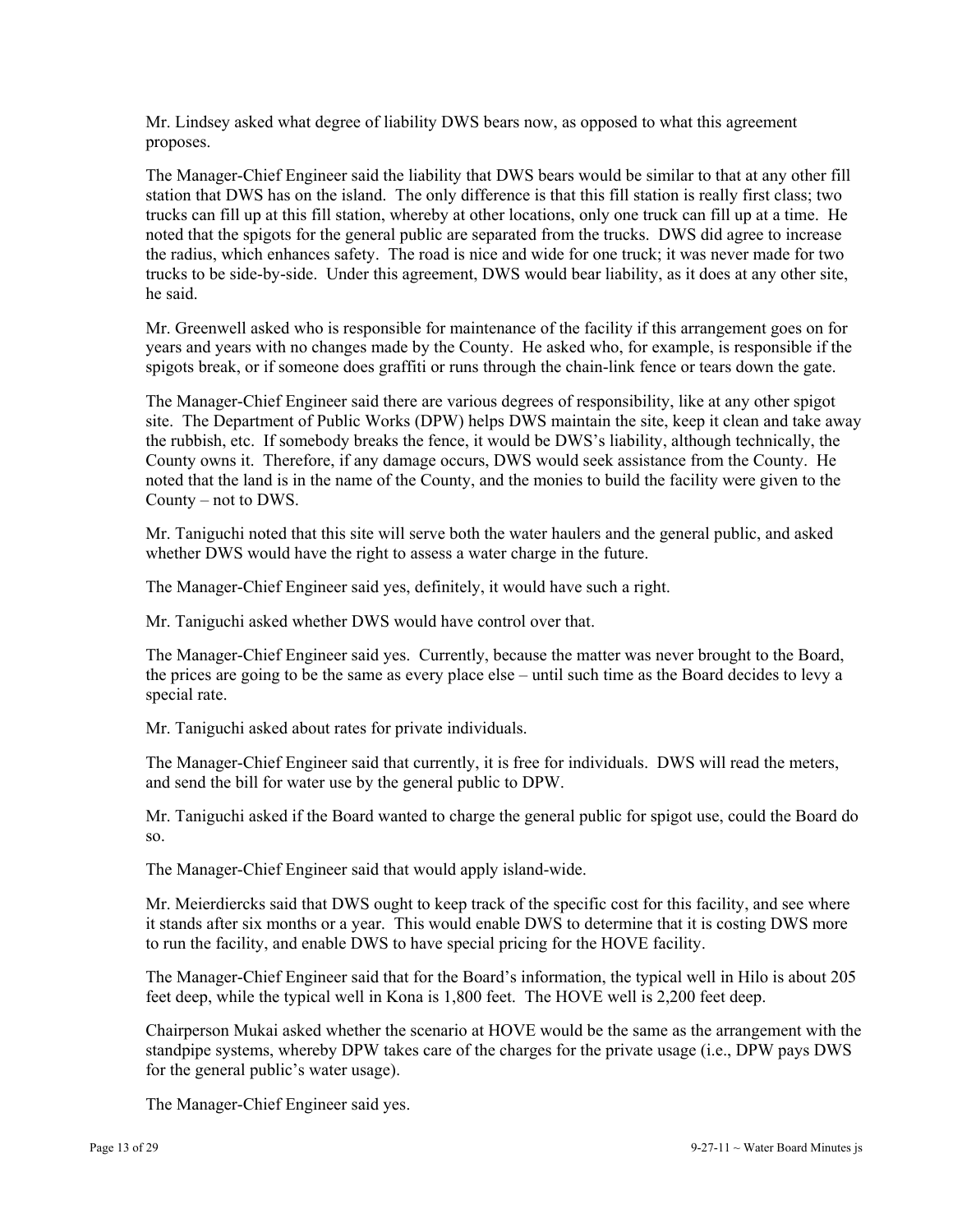Mr. Lindsey asked what degree of liability DWS bears now, as opposed to what this agreement proposes.

The Manager-Chief Engineer said the liability that DWS bears would be similar to that at any other fill station that DWS has on the island. The only difference is that this fill station is really first class; two trucks can fill up at this fill station, whereby at other locations, only one truck can fill up at a time. He noted that the spigots for the general public are separated from the trucks. DWS did agree to increase the radius, which enhances safety. The road is nice and wide for one truck; it was never made for two trucks to be side-by-side. Under this agreement, DWS would bear liability, as it does at any other site, he said.

Mr. Greenwell asked who is responsible for maintenance of the facility if this arrangement goes on for years and years with no changes made by the County. He asked who, for example, is responsible if the spigots break, or if someone does graffiti or runs through the chain-link fence or tears down the gate.

The Manager-Chief Engineer said there are various degrees of responsibility, like at any other spigot site. The Department of Public Works (DPW) helps DWS maintain the site, keep it clean and take away the rubbish, etc. If somebody breaks the fence, it would be DWS's liability, although technically, the County owns it. Therefore, if any damage occurs, DWS would seek assistance from the County. He noted that the land is in the name of the County, and the monies to build the facility were given to the County – not to DWS.

Mr. Taniguchi noted that this site will serve both the water haulers and the general public, and asked whether DWS would have the right to assess a water charge in the future.

The Manager-Chief Engineer said yes, definitely, it would have such a right.

Mr. Taniguchi asked whether DWS would have control over that.

The Manager-Chief Engineer said yes. Currently, because the matter was never brought to the Board, the prices are going to be the same as every place else – until such time as the Board decides to levy a special rate.

Mr. Taniguchi asked about rates for private individuals.

The Manager-Chief Engineer said that currently, it is free for individuals. DWS will read the meters, and send the bill for water use by the general public to DPW.

Mr. Taniguchi asked if the Board wanted to charge the general public for spigot use, could the Board do so.

The Manager-Chief Engineer said that would apply island-wide.

Mr. Meierdiercks said that DWS ought to keep track of the specific cost for this facility, and see where it stands after six months or a year. This would enable DWS to determine that it is costing DWS more to run the facility, and enable DWS to have special pricing for the HOVE facility.

The Manager-Chief Engineer said that for the Board's information, the typical well in Hilo is about 205 feet deep, while the typical well in Kona is 1,800 feet. The HOVE well is 2,200 feet deep.

Chairperson Mukai asked whether the scenario at HOVE would be the same as the arrangement with the standpipe systems, whereby DPW takes care of the charges for the private usage (i.e., DPW pays DWS for the general public's water usage).

The Manager-Chief Engineer said yes.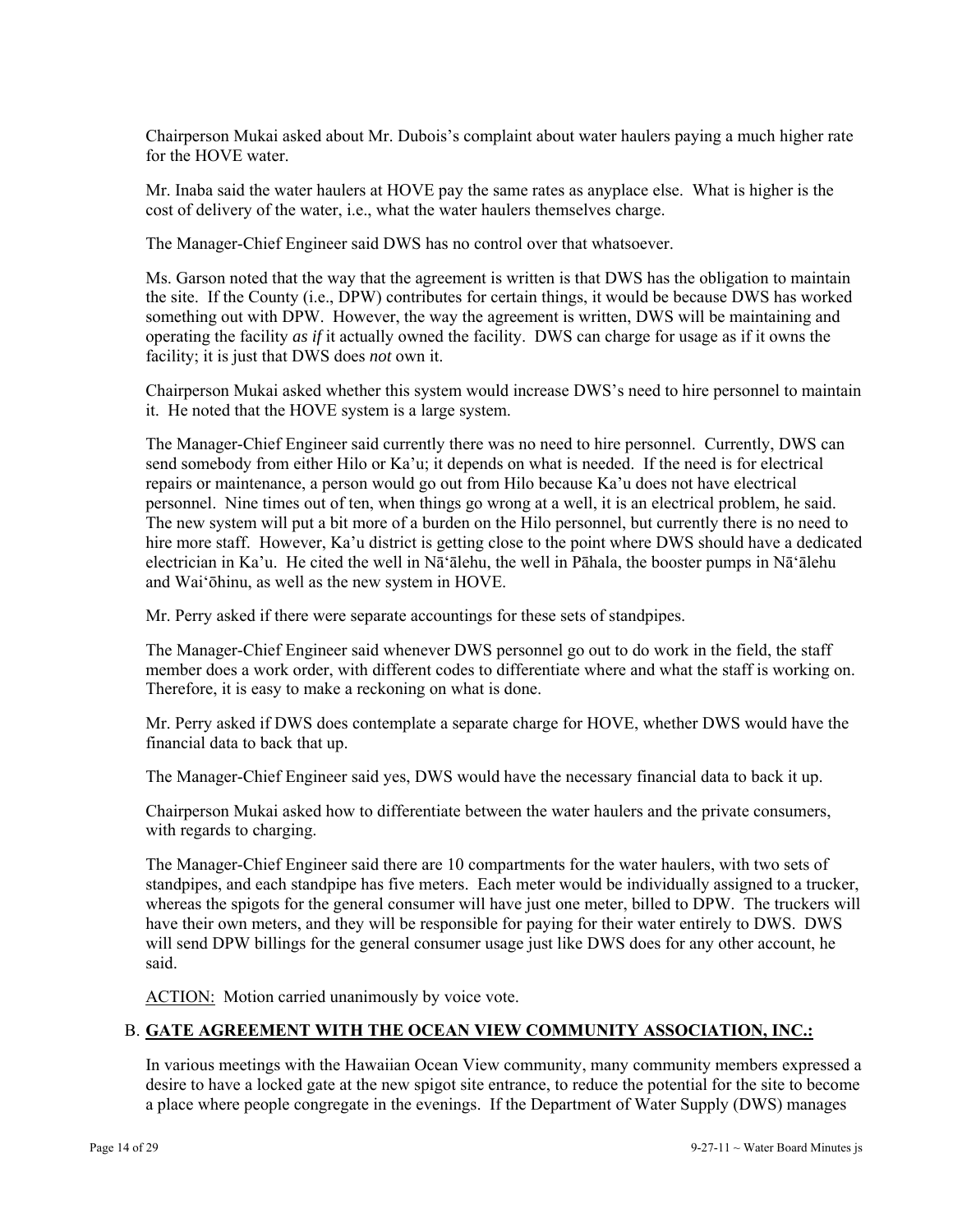Chairperson Mukai asked about Mr. Dubois's complaint about water haulers paying a much higher rate for the HOVE water.

Mr. Inaba said the water haulers at HOVE pay the same rates as anyplace else. What is higher is the cost of delivery of the water, i.e., what the water haulers themselves charge.

The Manager-Chief Engineer said DWS has no control over that whatsoever.

Ms. Garson noted that the way that the agreement is written is that DWS has the obligation to maintain the site. If the County (i.e., DPW) contributes for certain things, it would be because DWS has worked something out with DPW. However, the way the agreement is written, DWS will be maintaining and operating the facility *as if* it actually owned the facility. DWS can charge for usage as if it owns the facility; it is just that DWS does *not* own it.

Chairperson Mukai asked whether this system would increase DWS's need to hire personnel to maintain it. He noted that the HOVE system is a large system.

The Manager-Chief Engineer said currently there was no need to hire personnel. Currently, DWS can send somebody from either Hilo or Ka'u; it depends on what is needed. If the need is for electrical repairs or maintenance, a person would go out from Hilo because Ka'u does not have electrical personnel. Nine times out of ten, when things go wrong at a well, it is an electrical problem, he said. The new system will put a bit more of a burden on the Hilo personnel, but currently there is no need to hire more staff. However, Ka'u district is getting close to the point where DWS should have a dedicated electrician in Ka'u. He cited the well in Nā'ālehu, the well in Pāhala, the booster pumps in Nā'ālehu and Wai'ōhinu, as well as the new system in HOVE.

Mr. Perry asked if there were separate accountings for these sets of standpipes.

The Manager-Chief Engineer said whenever DWS personnel go out to do work in the field, the staff member does a work order, with different codes to differentiate where and what the staff is working on. Therefore, it is easy to make a reckoning on what is done.

Mr. Perry asked if DWS does contemplate a separate charge for HOVE, whether DWS would have the financial data to back that up.

The Manager-Chief Engineer said yes, DWS would have the necessary financial data to back it up.

Chairperson Mukai asked how to differentiate between the water haulers and the private consumers, with regards to charging.

The Manager-Chief Engineer said there are 10 compartments for the water haulers, with two sets of standpipes, and each standpipe has five meters. Each meter would be individually assigned to a trucker, whereas the spigots for the general consumer will have just one meter, billed to DPW. The truckers will have their own meters, and they will be responsible for paying for their water entirely to DWS. DWS will send DPW billings for the general consumer usage just like DWS does for any other account, he said.

ACTION: Motion carried unanimously by voice vote.

## B. GATE AGREEMENT WITH THE OCEAN VIEW COMMUNITY ASSOCIATION, INC.:

In various meetings with the Hawaiian Ocean View community, many community members expressed a desire to have a locked gate at the new spigot site entrance, to reduce the potential for the site to become a place where people congregate in the evenings. If the Department of Water Supply (DWS) manages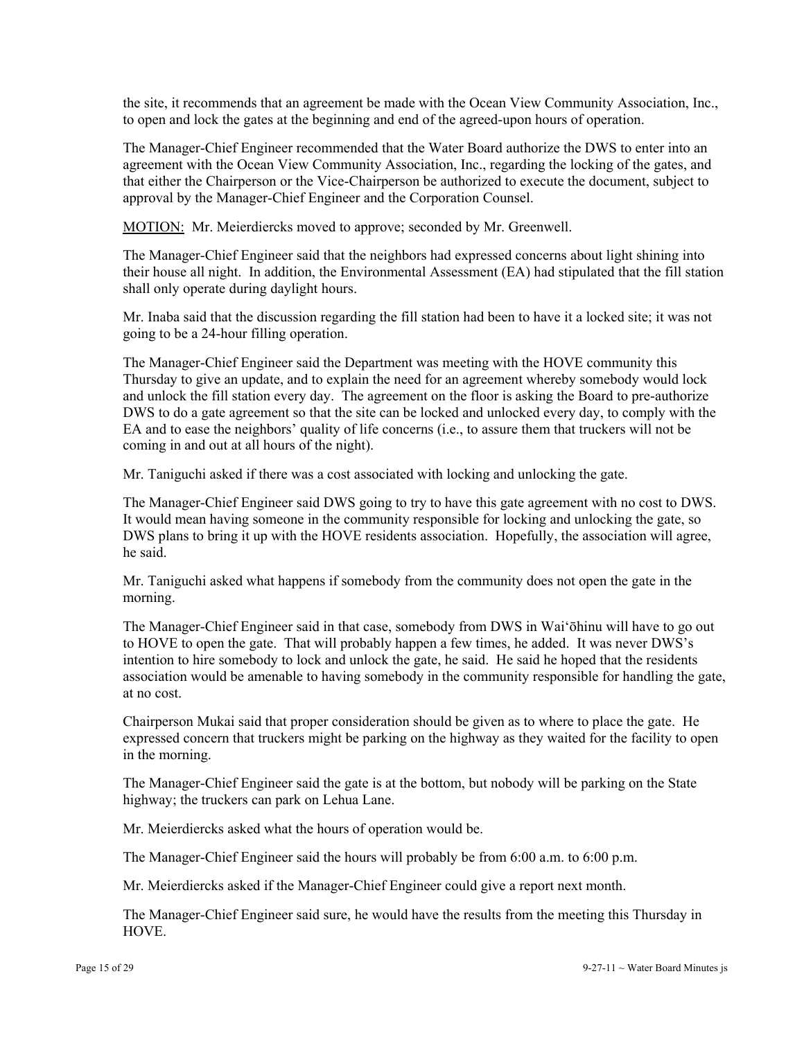the site, it recommends that an agreement be made with the Ocean View Community Association, Inc., to open and lock the gates at the beginning and end of the agreed-upon hours of operation.

The Manager-Chief Engineer recommended that the Water Board authorize the DWS to enter into an agreement with the Ocean View Community Association, Inc., regarding the locking of the gates, and that either the Chairperson or the Vice-Chairperson be authorized to execute the document, subject to approval by the Manager-Chief Engineer and the Corporation Counsel.

MOTION: Mr. Meierdiercks moved to approve; seconded by Mr. Greenwell.

The Manager-Chief Engineer said that the neighbors had expressed concerns about light shining into their house all night. In addition, the Environmental Assessment (EA) had stipulated that the fill station shall only operate during daylight hours.

Mr. Inaba said that the discussion regarding the fill station had been to have it a locked site; it was not going to be a 24-hour filling operation.

The Manager-Chief Engineer said the Department was meeting with the HOVE community this Thursday to give an update, and to explain the need for an agreement whereby somebody would lock and unlock the fill station every day. The agreement on the floor is asking the Board to pre-authorize DWS to do a gate agreement so that the site can be locked and unlocked every day, to comply with the EA and to ease the neighbors' quality of life concerns (i.e., to assure them that truckers will not be coming in and out at all hours of the night).

Mr. Taniguchi asked if there was a cost associated with locking and unlocking the gate.

The Manager-Chief Engineer said DWS going to try to have this gate agreement with no cost to DWS. It would mean having someone in the community responsible for locking and unlocking the gate, so DWS plans to bring it up with the HOVE residents association. Hopefully, the association will agree, he said.

Mr. Taniguchi asked what happens if somebody from the community does not open the gate in the morning.

The Manager-Chief Engineer said in that case, somebody from DWS in Waiʻōhinu will have to go out to HOVE to open the gate. That will probably happen a few times, he added. It was never DWS's intention to hire somebody to lock and unlock the gate, he said. He said he hoped that the residents association would be amenable to having somebody in the community responsible for handling the gate, at no cost.

Chairperson Mukai said that proper consideration should be given as to where to place the gate. He expressed concern that truckers might be parking on the highway as they waited for the facility to open in the morning.

The Manager-Chief Engineer said the gate is at the bottom, but nobody will be parking on the State highway; the truckers can park on Lehua Lane.

Mr. Meierdiercks asked what the hours of operation would be.

The Manager-Chief Engineer said the hours will probably be from 6:00 a.m. to 6:00 p.m.

Mr. Meierdiercks asked if the Manager-Chief Engineer could give a report next month.

The Manager-Chief Engineer said sure, he would have the results from the meeting this Thursday in HOVE.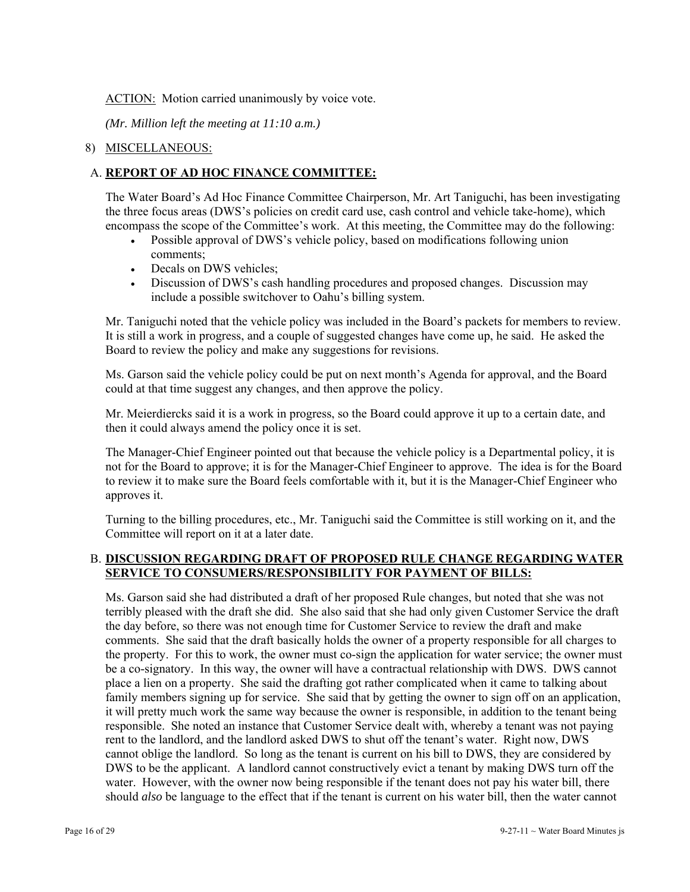ACTION: Motion carried unanimously by voice vote.

*(Mr. Million left the meeting at 11:10 a.m.)*

8) MISCELLANEOUS:

A. **REPORT OF AD HOC FINANCE COMMITTEE:**

The Water Board's Ad Hoc Finance Committee Chairperson, Mr. Art Taniguchi, has been investigating the three focus areas (DWS's policies on credit card use, cash control and vehicle take-home), which encompass the scope of the Committee's work. At this meeting, the Committee may do the following:

- Possible approval of DWS's vehicle policy, based on modifications following union comments;
- Decals on DWS vehicles;
- Discussion of DWS's cash handling procedures and proposed changes. Discussion may include a possible switchover to Oahu's billing system.

Mr. Taniguchi noted that the vehicle policy was included in the Board's packets for members to review. It is still a work in progress, and a couple of suggested changes have come up, he said. He asked the Board to review the policy and make any suggestions for revisions.

Ms. Garson said the vehicle policy could be put on next month's Agenda for approval, and the Board could at that time suggest any changes, and then approve the policy.

Mr. Meierdiercks said it is a work in progress, so the Board could approve it up to a certain date, and then it could always amend the policy once it is set.

The Manager-Chief Engineer pointed out that because the vehicle policy is a Departmental policy, it is not for the Board to approve; it is for the Manager-Chief Engineer to approve. The idea is for the Board to review it to make sure the Board feels comfortable with it, but it is the Manager-Chief Engineer who approves it.

Turning to the billing procedures, etc., Mr. Taniguchi said the Committee is still working on it, and the Committee will report on it at a later date.

B. **DISCUSSION REGARDING DRAFT OF PROPOSED RULE CHANGE REGARDING WATER SERVICE TO CONSUMERS/RESPONSIBILITY FOR PAYMENT OF BILLS:**

Ms. Garson said she had distributed a draft of her proposed Rule changes, but noted that she was not terribly pleased with the draft she did. She also said that she had only given Customer Service the draft the day before, so there was not enough time for Customer Service to review the draft and make comments. She said that the draft basically holds the owner of a property responsible for all charges to the property. For this to work, the owner must co-sign the application for water service; the owner must be a co-signatory. In this way, the owner will have a contractual relationship with DWS. DWS cannot place a lien on a property. She said the drafting got rather complicated when it came to talking about family members signing up for service. She said that by getting the owner to sign off on an application, it will pretty much work the same way because the owner is responsible, in addition to the tenant being responsible. She noted an instance that Customer Service dealt with, whereby a tenant was not paying rent to the landlord, and the landlord asked DWS to shut off the tenant's water. Right now, DWS cannot oblige the landlord. So long as the tenant is current on his bill to DWS, they are considered by DWS to be the applicant. A landlord cannot constructively evict a tenant by making DWS turn off the water. However, with the owner now being responsible if the tenant does not pay his water bill, there should *also* be language to the effect that if the tenant is current on his water bill, then the water cannot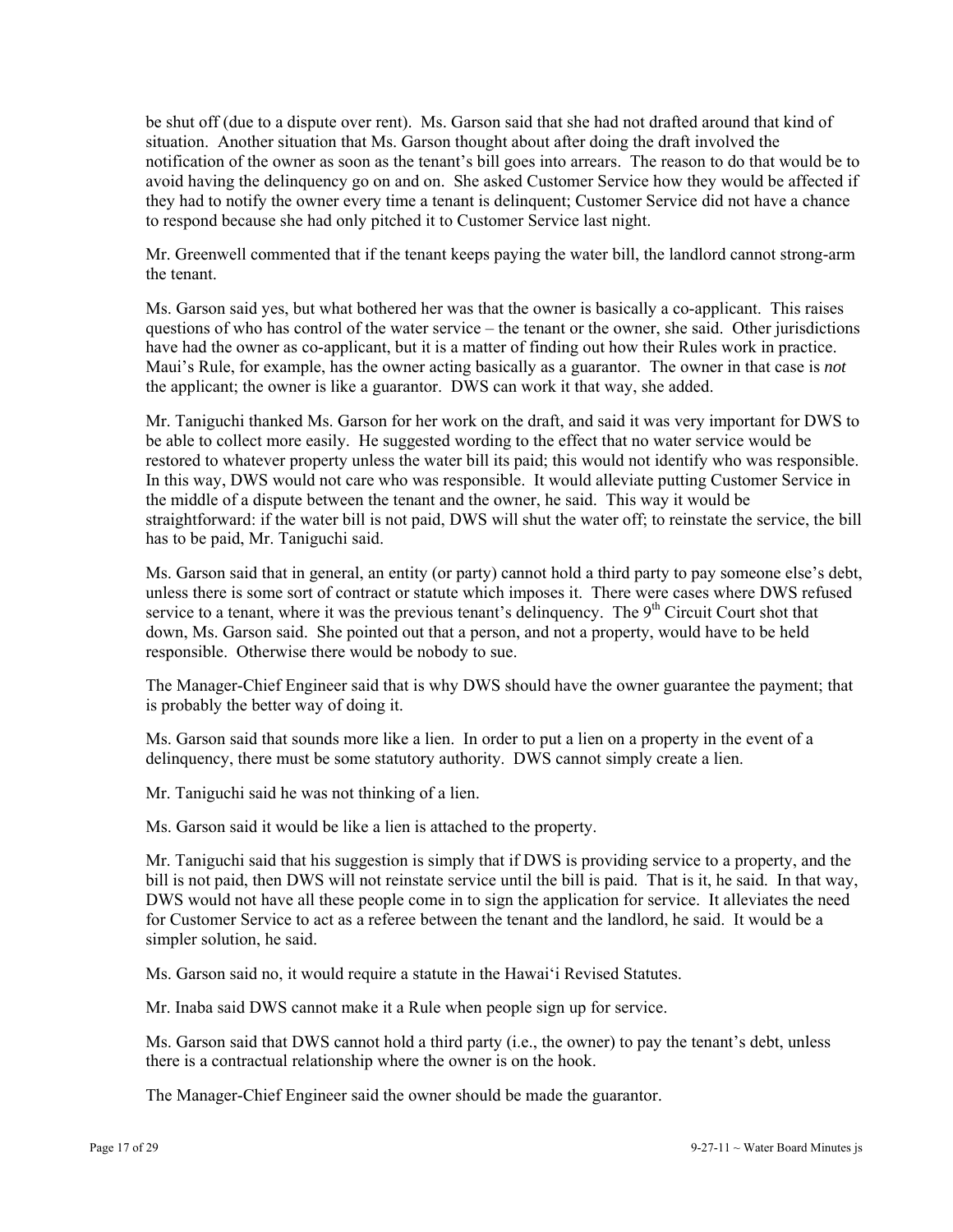be shut off (due to a dispute over rent). Ms. Garson said that she had not drafted around that kind of situation. Another situation that Ms. Garson thought about after doing the draft involved the notification of the owner as soon as the tenant's bill goes into arrears. The reason to do that would be to avoid having the delinquency go on and on. She asked Customer Service how they would be affected if they had to notify the owner every time a tenant is delinquent; Customer Service did not have a chance to respond because she had only pitched it to Customer Service last night.

Mr. Greenwell commented that if the tenant keeps paying the water bill, the landlord cannot strong-arm the tenant.

Ms. Garson said yes, but what bothered her was that the owner is basically a co-applicant. This raises questions of who has control of the water service – the tenant or the owner, she said. Other jurisdictions have had the owner as co-applicant, but it is a matter of finding out how their Rules work in practice. Maui's Rule, for example, has the owner acting basically as a guarantor. The owner in that case is *not* the applicant; the owner is like a guarantor. DWS can work it that way, she added.

Mr. Taniguchi thanked Ms. Garson for her work on the draft, and said it was very important for DWS to be able to collect more easily. He suggested wording to the effect that no water service would be restored to whatever property unless the water bill its paid; this would not identify who was responsible. In this way, DWS would not care who was responsible. It would alleviate putting Customer Service in the middle of a dispute between the tenant and the owner, he said. This way it would be straightforward: if the water bill is not paid, DWS will shut the water off; to reinstate the service, the bill has to be paid, Mr. Taniguchi said.

Ms. Garson said that in general, an entity (or party) cannot hold a third party to pay someone else's debt, unless there is some sort of contract or statute which imposes it. There were cases where DWS refused service to a tenant, where it was the previous tenant's delinquency. The 9th Circuit Court shot that down, Ms. Garson said. She pointed out that a person, and not a property, would have to be held responsible. Otherwise there would be nobody to sue.

The Manager-Chief Engineer said that is why DWS should have the owner guarantee the payment; that is probably the better way of doing it.

Ms. Garson said that sounds more like a lien. In order to put a lien on a property in the event of a delinquency, there must be some statutory authority. DWS cannot simply create a lien.

Mr. Taniguchi said he was not thinking of a lien.

Ms. Garson said it would be like a lien is attached to the property.

Mr. Taniguchi said that his suggestion is simply that if DWS is providing service to a property, and the bill is not paid, then DWS will not reinstate service until the bill is paid. That is it, he said. In that way, DWS would not have all these people come in to sign the application for service. It alleviates the need for Customer Service to act as a referee between the tenant and the landlord, he said. It would be a simpler solution, he said.

Ms. Garson said no, it would require a statute in the Hawai'i Revised Statutes.

Mr. Inaba said DWS cannot make it a Rule when people sign up for service.

Ms. Garson said that DWS cannot hold a third party (i.e., the owner) to pay the tenant's debt, unless there is a contractual relationship where the owner is on the hook.

The Manager-Chief Engineer said the owner should be made the guarantor.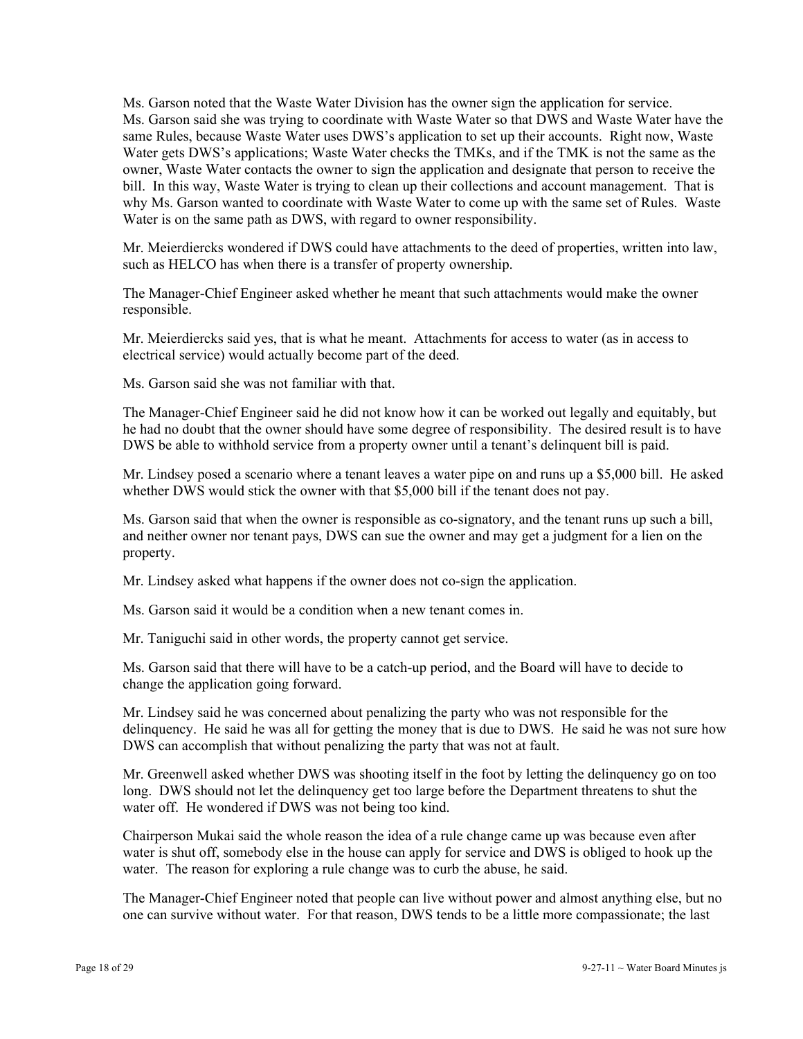Ms. Garson noted that the Waste Water Division has the owner sign the application for service. Ms. Garson said she was trying to coordinate with Waste Water so that DWS and Waste Water have the same Rules, because Waste Water uses DWS's application to set up their accounts. Right now, Waste Water gets DWS's applications; Waste Water checks the TMKs, and if the TMK is not the same as the owner, Waste Water contacts the owner to sign the application and designate that person to receive the bill. In this way, Waste Water is trying to clean up their collections and account management. That is why Ms. Garson wanted to coordinate with Waste Water to come up with the same set of Rules. Waste Water is on the same path as DWS, with regard to owner responsibility.

Mr. Meierdiercks wondered if DWS could have attachments to the deed of properties, written into law, such as HELCO has when there is a transfer of property ownership.

The Manager-Chief Engineer asked whether he meant that such attachments would make the owner responsible.

Mr. Meierdiercks said yes, that is what he meant. Attachments for access to water (as in access to electrical service) would actually become part of the deed.

Ms. Garson said she was not familiar with that.

The Manager-Chief Engineer said he did not know how it can be worked out legally and equitably, but he had no doubt that the owner should have some degree of responsibility. The desired result is to have DWS be able to withhold service from a property owner until a tenant's delinquent bill is paid.

Mr. Lindsey posed a scenario where a tenant leaves a water pipe on and runs up a $5,000 bill. He asked whether DWS would stick the owner with that $5,000 bill if the tenant does not pay.

Ms. Garson said that when the owner is responsible as co-signatory, and the tenant runs up such a bill, and neither owner nor tenant pays, DWS can sue the owner and may get a judgment for a lien on the property.

Mr. Lindsey asked what happens if the owner does not co-sign the application.

Ms. Garson said it would be a condition when a new tenant comes in.

Mr. Taniguchi said in other words, the property cannot get service.

Ms. Garson said that there will have to be a catch-up period, and the Board will have to decide to change the application going forward.

Mr. Lindsey said he was concerned about penalizing the party who was not responsible for the delinquency. He said he was all for getting the money that is due to DWS. He said he was not sure how DWS can accomplish that without penalizing the party that was not at fault.

Mr. Greenwell asked whether DWS was shooting itself in the foot by letting the delinquency go on too long. DWS should not let the delinquency get too large before the Department threatens to shut the water off. He wondered if DWS was not being too kind.

Chairperson Mukai said the whole reason the idea of a rule change came up was because even after water is shut off, somebody else in the house can apply for service and DWS is obliged to hook up the water. The reason for exploring a rule change was to curb the abuse, he said.

The Manager-Chief Engineer noted that people can live without power and almost anything else, but no one can survive without water. For that reason, DWS tends to be a little more compassionate; the last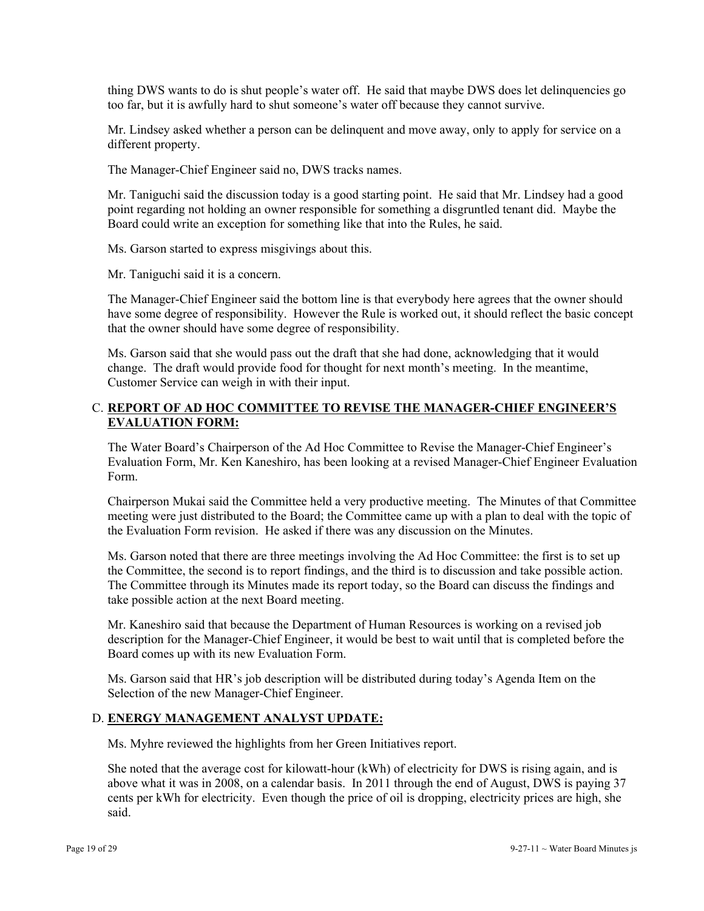thing DWS wants to do is shut people's water off. He said that maybe DWS does let delinquencies go too far, but it is awfully hard to shut someone's water off because they cannot survive.

Mr. Lindsey asked whether a person can be delinquent and move away, only to apply for service on a different property.

The Manager-Chief Engineer said no, DWS tracks names.

Mr. Taniguchi said the discussion today is a good starting point. He said that Mr. Lindsey had a good point regarding not holding an owner responsible for something a disgruntled tenant did. Maybe the Board could write an exception for something like that into the Rules, he said.

Ms. Garson started to express misgivings about this.

Mr. Taniguchi said it is a concern.

The Manager-Chief Engineer said the bottom line is that everybody here agrees that the owner should have some degree of responsibility. However the Rule is worked out, it should reflect the basic concept that the owner should have some degree of responsibility.

Ms. Garson said that she would pass out the draft that she had done, acknowledging that it would change. The draft would provide food for thought for next month's meeting. In the meantime, Customer Service can weigh in with their input.

## C. REPORT OF AD HOC COMMITTEE TO REVISE THE MANAGER-CHIEF ENGINEER'S EVALUATION FORM:

The Water Board's Chairperson of the Ad Hoc Committee to Revise the Manager-Chief Engineer's Evaluation Form, Mr. Ken Kaneshiro, has been looking at a revised Manager-Chief Engineer Evaluation Form.

Chairperson Mukai said the Committee held a very productive meeting. The Minutes of that Committee meeting were just distributed to the Board; the Committee came up with a plan to deal with the topic of the Evaluation Form revision. He asked if there was any discussion on the Minutes.

Ms. Garson noted that there are three meetings involving the Ad Hoc Committee: the first is to set up the Committee, the second is to report findings, and the third is to discussion and take possible action. The Committee through its Minutes made its report today, so the Board can discuss the findings and take possible action at the next Board meeting.

Mr. Kaneshiro said that because the Department of Human Resources is working on a revised job description for the Manager-Chief Engineer, it would be best to wait until that is completed before the Board comes up with its new Evaluation Form.

Ms. Garson said that HR's job description will be distributed during today's Agenda Item on the Selection of the new Manager-Chief Engineer.

## D. ENERGY MANAGEMENT ANALYST UPDATE:

Ms. Myhre reviewed the highlights from her Green Initiatives report.

She noted that the average cost for kilowatt-hour (kWh) of electricity for DWS is rising again, and is above what it was in 2008, on a calendar basis. In 2011 through the end of August, DWS is paying 37 cents per kWh for electricity. Even though the price of oil is dropping, electricity prices are high, she said.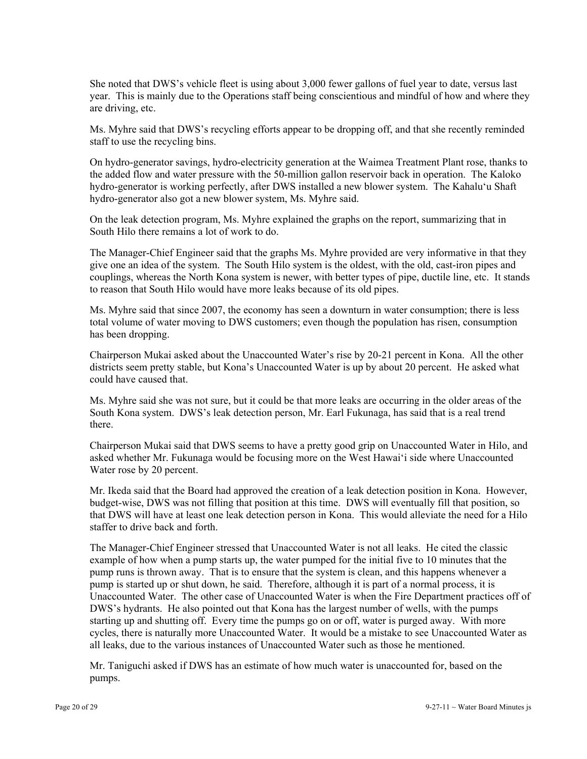She noted that DWS's vehicle fleet is using about 3,000 fewer gallons of fuel year to date, versus last year. This is mainly due to the Operations staff being conscientious and mindful of how and where they are driving, etc.

Ms. Myhre said that DWS's recycling efforts appear to be dropping off, and that she recently reminded staff to use the recycling bins.

On hydro-generator savings, hydro-electricity generation at the Waimea Treatment Plant rose, thanks to the added flow and water pressure with the 50-million gallon reservoir back in operation. The Kaloko hydro-generator is working perfectly, after DWS installed a new blower system. The Kahaluʻu Shaft hydro-generator also got a new blower system, Ms. Myhre said.

On the leak detection program, Ms. Myhre explained the graphs on the report, summarizing that in South Hilo there remains a lot of work to do.

The Manager-Chief Engineer said that the graphs Ms. Myhre provided are very informative in that they give one an idea of the system. The South Hilo system is the oldest, with the old, cast-iron pipes and couplings, whereas the North Kona system is newer, with better types of pipe, ductile line, etc. It stands to reason that South Hilo would have more leaks because of its old pipes.

Ms. Myhre said that since 2007, the economy has seen a downturn in water consumption; there is less total volume of water moving to DWS customers; even though the population has risen, consumption has been dropping.

Chairperson Mukai asked about the Unaccounted Water's rise by 20-21 percent in Kona. All the other districts seem pretty stable, but Kona's Unaccounted Water is up by about 20 percent. He asked what could have caused that.

Ms. Myhre said she was not sure, but it could be that more leaks are occurring in the older areas of the South Kona system. DWS's leak detection person, Mr. Earl Fukunaga, has said that is a real trend there.

Chairperson Mukai said that DWS seems to have a pretty good grip on Unaccounted Water in Hilo, and asked whether Mr. Fukunaga would be focusing more on the West Hawaiʻi side where Unaccounted Water rose by 20 percent.

Mr. Ikeda said that the Board had approved the creation of a leak detection position in Kona. However, budget-wise, DWS was not filling that position at this time. DWS will eventually fill that position, so that DWS will have at least one leak detection person in Kona. This would alleviate the need for a Hilo staffer to drive back and forth.

The Manager-Chief Engineer stressed that Unaccounted Water is not all leaks. He cited the classic example of how when a pump starts up, the water pumped for the initial five to 10 minutes that the pump runs is thrown away. That is to ensure that the system is clean, and this happens whenever a pump is started up or shut down, he said. Therefore, although it is part of a normal process, it is Unaccounted Water. The other case of Unaccounted Water is when the Fire Department practices off of DWS's hydrants. He also pointed out that Kona has the largest number of wells, with the pumps starting up and shutting off. Every time the pumps go on or off, water is purged away. With more cycles, there is naturally more Unaccounted Water. It would be a mistake to see Unaccounted Water as all leaks, due to the various instances of Unaccounted Water such as those he mentioned.

Mr. Taniguchi asked if DWS has an estimate of how much water is unaccounted for, based on the pumps.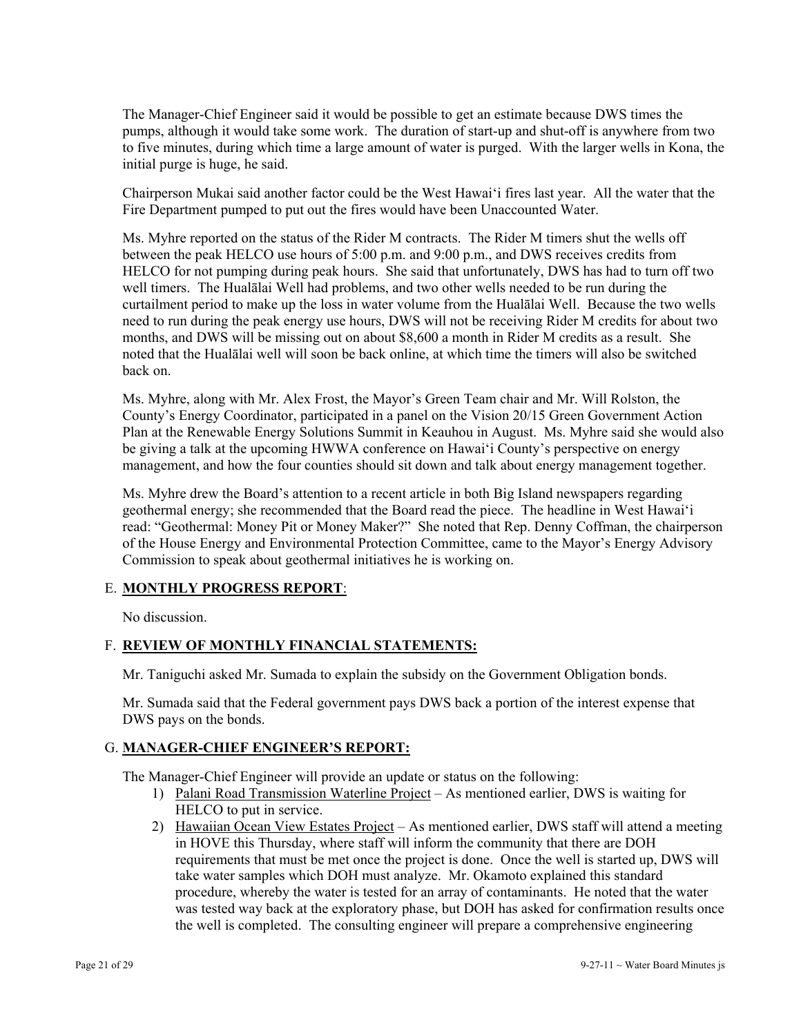The Manager-Chief Engineer said it would be possible to get an estimate because DWS times the pumps, although it would take some work. The duration of start-up and shut-off is anywhere from two to five minutes, during which time a large amount of water is purged. With the larger wells in Kona, the initial purge is huge, he said.

Chairperson Mukai said another factor could be the West Hawaiʻi fires last year. All the water that the Fire Department pumped to put out the fires would have been Unaccounted Water.

Ms. Myhre reported on the status of the Rider M contracts. The Rider M timers shut the wells off between the peak HELCO use hours of 5:00 p.m. and 9:00 p.m., and DWS receives credits from HELCO for not pumping during peak hours. She said that unfortunately, DWS has had to turn off two well timers. The Hualālai Well had problems, and two other wells needed to be run during the curtailment period to make up the loss in water volume from the Hualālai Well. Because the two wells need to run during the peak energy use hours, DWS will not be receiving Rider M credits for about two months, and DWS will be missing out on about $8,600 a month in Rider M credits as a result. She noted that the Hualālai well will soon be back online, at which time the timers will also be switched back on.

Ms. Myhre, along with Mr. Alex Frost, the Mayor's Green Team chair and Mr. Will Rolston, the County's Energy Coordinator, participated in a panel on the Vision 20/15 Green Government Action Plan at the Renewable Energy Solutions Summit in Keauhou in August. Ms. Myhre said she would also be giving a talk at the upcoming HWWA conference on Hawaiʻi County's perspective on energy management, and how the four counties should sit down and talk about energy management together.

Ms. Myhre drew the Board's attention to a recent article in both Big Island newspapers regarding geothermal energy; she recommended that the Board read the piece. The headline in West Hawaiʻi read: "Geothermal: Money Pit or Money Maker?" She noted that Rep. Denny Coffman, the chairperson of the House Energy and Environmental Protection Committee, came to the Mayor's Energy Advisory Commission to speak about geothermal initiatives he is working on.

E. **MONTHLY PROGRESS REPORT**:

No discussion.

F. **REVIEW OF MONTHLY FINANCIAL STATEMENTS:**

Mr. Taniguchi asked Mr. Sumada to explain the subsidy on the Government Obligation bonds.

Mr. Sumada said that the Federal government pays DWS back a portion of the interest expense that DWS pays on the bonds.

G. **MANAGER-CHIEF ENGINEER'S REPORT:**

The Manager-Chief Engineer will provide an update or status on the following:

1) Palani Road Transmission Waterline Project – As mentioned earlier, DWS is waiting for HELCO to put in service.
2) Hawaiian Ocean View Estates Project – As mentioned earlier, DWS staff will attend a meeting in HOVE this Thursday, where staff will inform the community that there are DOH requirements that must be met once the project is done. Once the well is started up, DWS will take water samples which DOH must analyze. Mr. Okamoto explained this standard procedure, whereby the water is tested for an array of contaminants. He noted that the water was tested way back at the exploratory phase, but DOH has asked for confirmation results once the well is completed. The consulting engineer will prepare a comprehensive engineering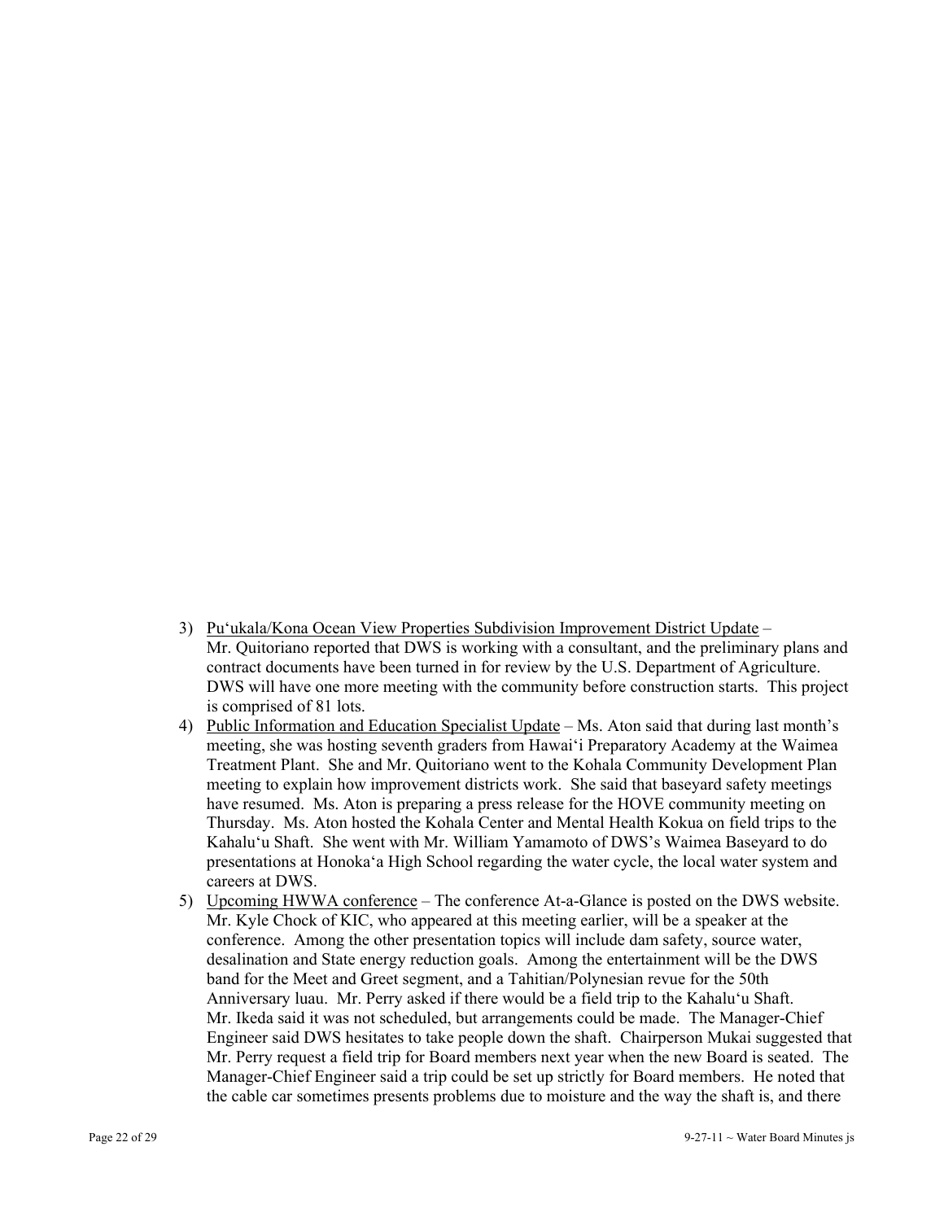3) Puʻukala/Kona Ocean View Properties Subdivision Improvement District Update – Mr. Quitoriano reported that DWS is working with a consultant, and the preliminary plans and contract documents have been turned in for review by the U.S. Department of Agriculture. DWS will have one more meeting with the community before construction starts. This project is comprised of 81 lots.
4) Public Information and Education Specialist Update – Ms. Aton said that during last month's meeting, she was hosting seventh graders from Hawaiʻi Preparatory Academy at the Waimea Treatment Plant. She and Mr. Quitoriano went to the Kohala Community Development Plan meeting to explain how improvement districts work. She said that baseyard safety meetings have resumed. Ms. Aton is preparing a press release for the HOVE community meeting on Thursday. Ms. Aton hosted the Kohala Center and Mental Health Kokua on field trips to the Kahaluʻu Shaft. She went with Mr. William Yamamoto of DWS's Waimea Baseyard to do presentations at Honokaʻa High School regarding the water cycle, the local water system and careers at DWS.
5) Upcoming HWWA conference – The conference At-a-Glance is posted on the DWS website. Mr. Kyle Chock of KIC, who appeared at this meeting earlier, will be a speaker at the conference. Among the other presentation topics will include dam safety, source water, desalination and State energy reduction goals. Among the entertainment will be the DWS band for the Meet and Greet segment, and a Tahitian/Polynesian revue for the 50th Anniversary luau. Mr. Perry asked if there would be a field trip to the Kahaluʻu Shaft. Mr. Ikeda said it was not scheduled, but arrangements could be made. The Manager-Chief Engineer said DWS hesitates to take people down the shaft. Chairperson Mukai suggested that Mr. Perry request a field trip for Board members next year when the new Board is seated. The Manager-Chief Engineer said a trip could be set up strictly for Board members. He noted that the cable car sometimes presents problems due to moisture and the way the shaft is, and there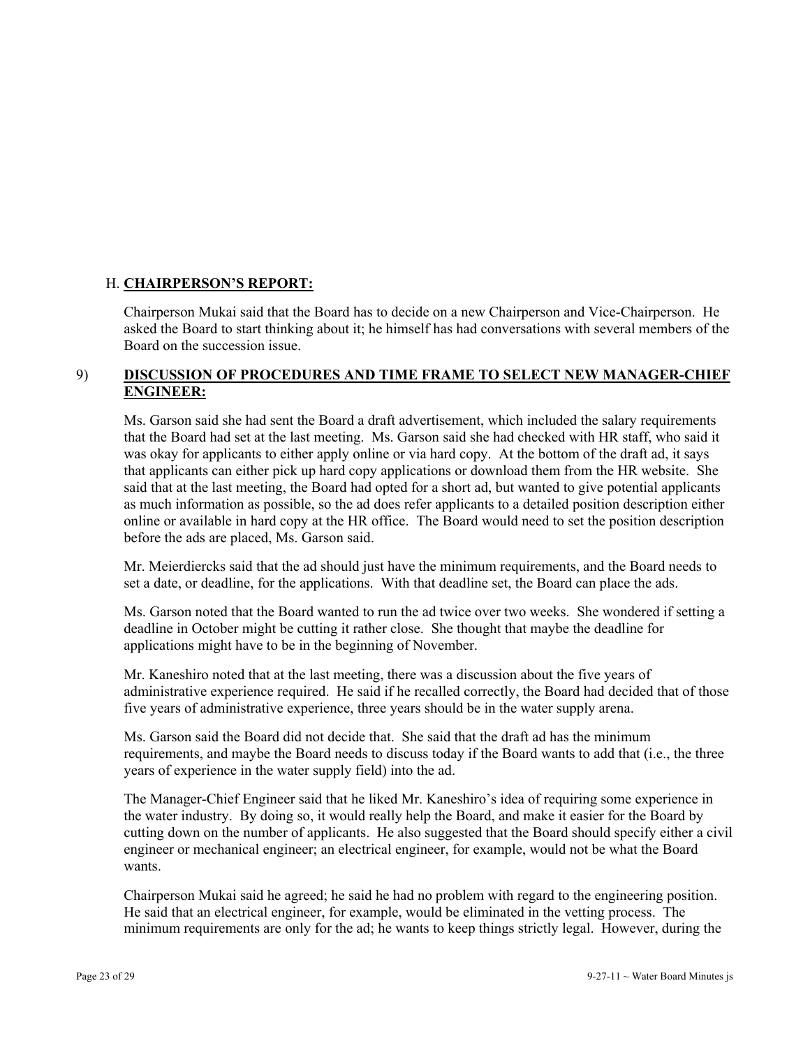H. **CHAIRPERSON'S REPORT:**

Chairperson Mukai said that the Board has to decide on a new Chairperson and Vice-Chairperson. He asked the Board to start thinking about it; he himself has had conversations with several members of the Board on the succession issue.

9) **DISCUSSION OF PROCEDURES AND TIME FRAME TO SELECT NEW MANAGER-CHIEF ENGINEER:**

Ms. Garson said she had sent the Board a draft advertisement, which included the salary requirements that the Board had set at the last meeting. Ms. Garson said she had checked with HR staff, who said it was okay for applicants to either apply online or via hard copy. At the bottom of the draft ad, it says that applicants can either pick up hard copy applications or download them from the HR website. She said that at the last meeting, the Board had opted for a short ad, but wanted to give potential applicants as much information as possible, so the ad does refer applicants to a detailed position description either online or available in hard copy at the HR office. The Board would need to set the position description before the ads are placed, Ms. Garson said.

Mr. Meierdiercks said that the ad should just have the minimum requirements, and the Board needs to set a date, or deadline, for the applications. With that deadline set, the Board can place the ads.

Ms. Garson noted that the Board wanted to run the ad twice over two weeks. She wondered if setting a deadline in October might be cutting it rather close. She thought that maybe the deadline for applications might have to be in the beginning of November.

Mr. Kaneshiro noted that at the last meeting, there was a discussion about the five years of administrative experience required. He said if he recalled correctly, the Board had decided that of those five years of administrative experience, three years should be in the water supply arena.

Ms. Garson said the Board did not decide that. She said that the draft ad has the minimum requirements, and maybe the Board needs to discuss today if the Board wants to add that (i.e., the three years of experience in the water supply field) into the ad.

The Manager-Chief Engineer said that he liked Mr. Kaneshiro's idea of requiring some experience in the water industry. By doing so, it would really help the Board, and make it easier for the Board by cutting down on the number of applicants. He also suggested that the Board should specify either a civil engineer or mechanical engineer; an electrical engineer, for example, would not be what the Board wants.

Chairperson Mukai said he agreed; he said he had no problem with regard to the engineering position. He said that an electrical engineer, for example, would be eliminated in the vetting process. The minimum requirements are only for the ad; he wants to keep things strictly legal. However, during the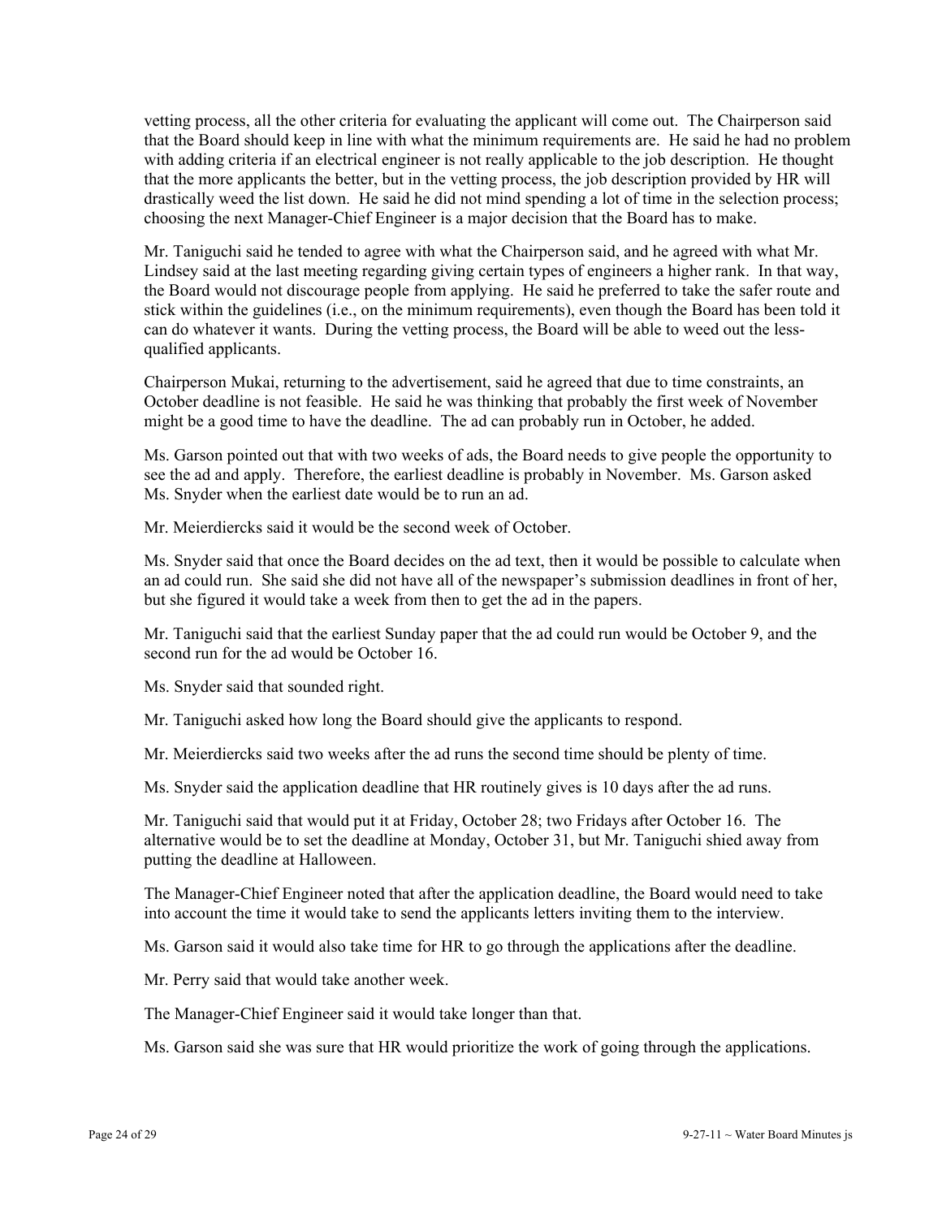vetting process, all the other criteria for evaluating the applicant will come out. The Chairperson said that the Board should keep in line with what the minimum requirements are. He said he had no problem with adding criteria if an electrical engineer is not really applicable to the job description. He thought that the more applicants the better, but in the vetting process, the job description provided by HR will drastically weed the list down. He said he did not mind spending a lot of time in the selection process; choosing the next Manager-Chief Engineer is a major decision that the Board has to make.

Mr. Taniguchi said he tended to agree with what the Chairperson said, and he agreed with what Mr. Lindsey said at the last meeting regarding giving certain types of engineers a higher rank. In that way, the Board would not discourage people from applying. He said he preferred to take the safer route and stick within the guidelines (i.e., on the minimum requirements), even though the Board has been told it can do whatever it wants. During the vetting process, the Board will be able to weed out the less-qualified applicants.

Chairperson Mukai, returning to the advertisement, said he agreed that due to time constraints, an October deadline is not feasible. He said he was thinking that probably the first week of November might be a good time to have the deadline. The ad can probably run in October, he added.

Ms. Garson pointed out that with two weeks of ads, the Board needs to give people the opportunity to see the ad and apply. Therefore, the earliest deadline is probably in November. Ms. Garson asked Ms. Snyder when the earliest date would be to run an ad.

Mr. Meierdiercks said it would be the second week of October.

Ms. Snyder said that once the Board decides on the ad text, then it would be possible to calculate when an ad could run. She said she did not have all of the newspaper's submission deadlines in front of her, but she figured it would take a week from then to get the ad in the papers.

Mr. Taniguchi said that the earliest Sunday paper that the ad could run would be October 9, and the second run for the ad would be October 16.

Ms. Snyder said that sounded right.

Mr. Taniguchi asked how long the Board should give the applicants to respond.

Mr. Meierdiercks said two weeks after the ad runs the second time should be plenty of time.

Ms. Snyder said the application deadline that HR routinely gives is 10 days after the ad runs.

Mr. Taniguchi said that would put it at Friday, October 28; two Fridays after October 16. The alternative would be to set the deadline at Monday, October 31, but Mr. Taniguchi shied away from putting the deadline at Halloween.

The Manager-Chief Engineer noted that after the application deadline, the Board would need to take into account the time it would take to send the applicants letters inviting them to the interview.

Ms. Garson said it would also take time for HR to go through the applications after the deadline.

Mr. Perry said that would take another week.

The Manager-Chief Engineer said it would take longer than that.

Ms. Garson said she was sure that HR would prioritize the work of going through the applications.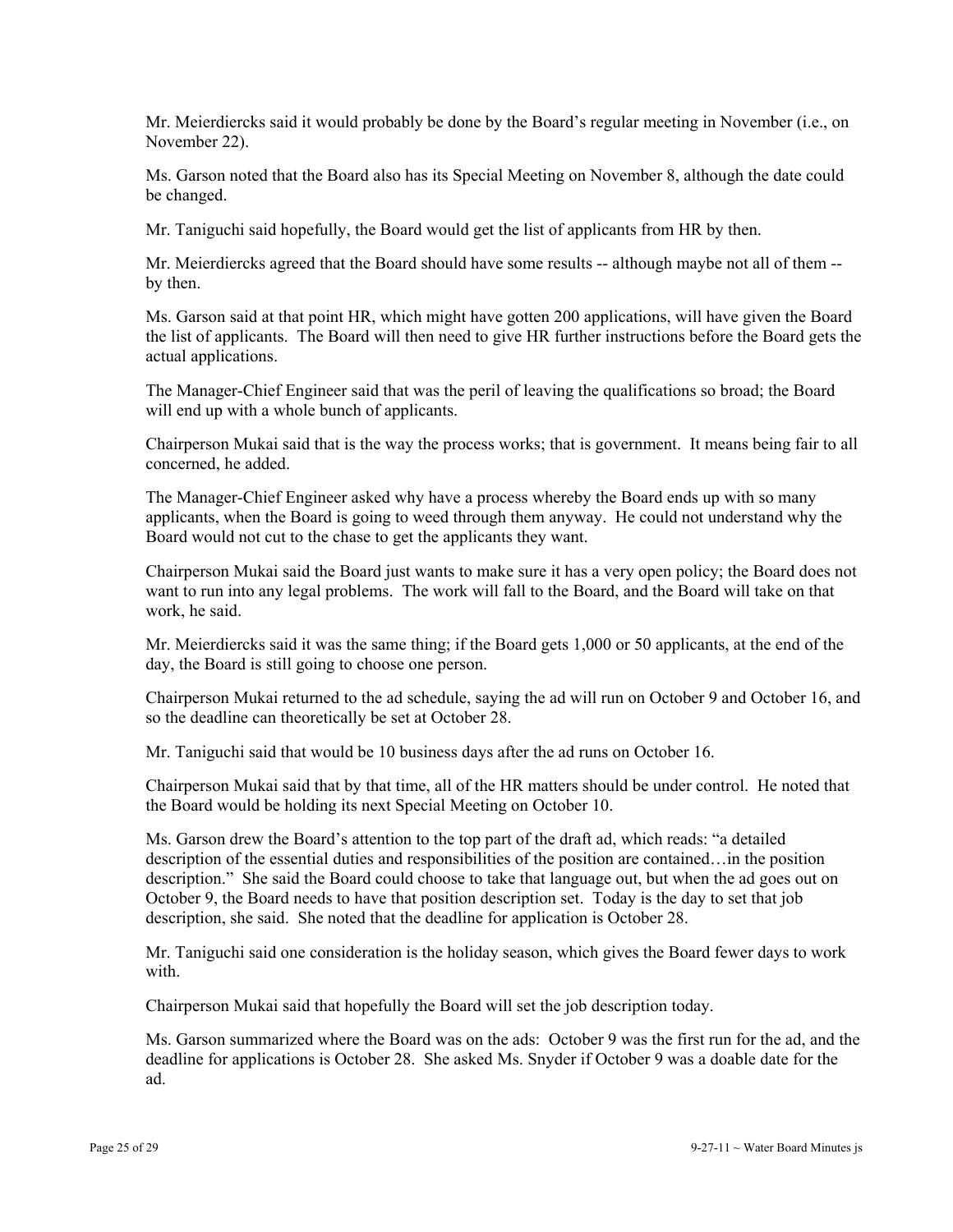Mr. Meierdiercks said it would probably be done by the Board's regular meeting in November (i.e., on November 22).

Ms. Garson noted that the Board also has its Special Meeting on November 8, although the date could be changed.

Mr. Taniguchi said hopefully, the Board would get the list of applicants from HR by then.

Mr. Meierdiercks agreed that the Board should have some results -- although maybe not all of them -- by then.

Ms. Garson said at that point HR, which might have gotten 200 applications, will have given the Board the list of applicants. The Board will then need to give HR further instructions before the Board gets the actual applications.

The Manager-Chief Engineer said that was the peril of leaving the qualifications so broad; the Board will end up with a whole bunch of applicants.

Chairperson Mukai said that is the way the process works; that is government. It means being fair to all concerned, he added.

The Manager-Chief Engineer asked why have a process whereby the Board ends up with so many applicants, when the Board is going to weed through them anyway. He could not understand why the Board would not cut to the chase to get the applicants they want.

Chairperson Mukai said the Board just wants to make sure it has a very open policy; the Board does not want to run into any legal problems. The work will fall to the Board, and the Board will take on that work, he said.

Mr. Meierdiercks said it was the same thing; if the Board gets 1,000 or 50 applicants, at the end of the day, the Board is still going to choose one person.

Chairperson Mukai returned to the ad schedule, saying the ad will run on October 9 and October 16, and so the deadline can theoretically be set at October 28.

Mr. Taniguchi said that would be 10 business days after the ad runs on October 16.

Chairperson Mukai said that by that time, all of the HR matters should be under control. He noted that the Board would be holding its next Special Meeting on October 10.

Ms. Garson drew the Board's attention to the top part of the draft ad, which reads: "a detailed description of the essential duties and responsibilities of the position are contained…in the position description." She said the Board could choose to take that language out, but when the ad goes out on October 9, the Board needs to have that position description set. Today is the day to set that job description, she said. She noted that the deadline for application is October 28.

Mr. Taniguchi said one consideration is the holiday season, which gives the Board fewer days to work with.

Chairperson Mukai said that hopefully the Board will set the job description today.

Ms. Garson summarized where the Board was on the ads: October 9 was the first run for the ad, and the deadline for applications is October 28. She asked Ms. Snyder if October 9 was a doable date for the ad.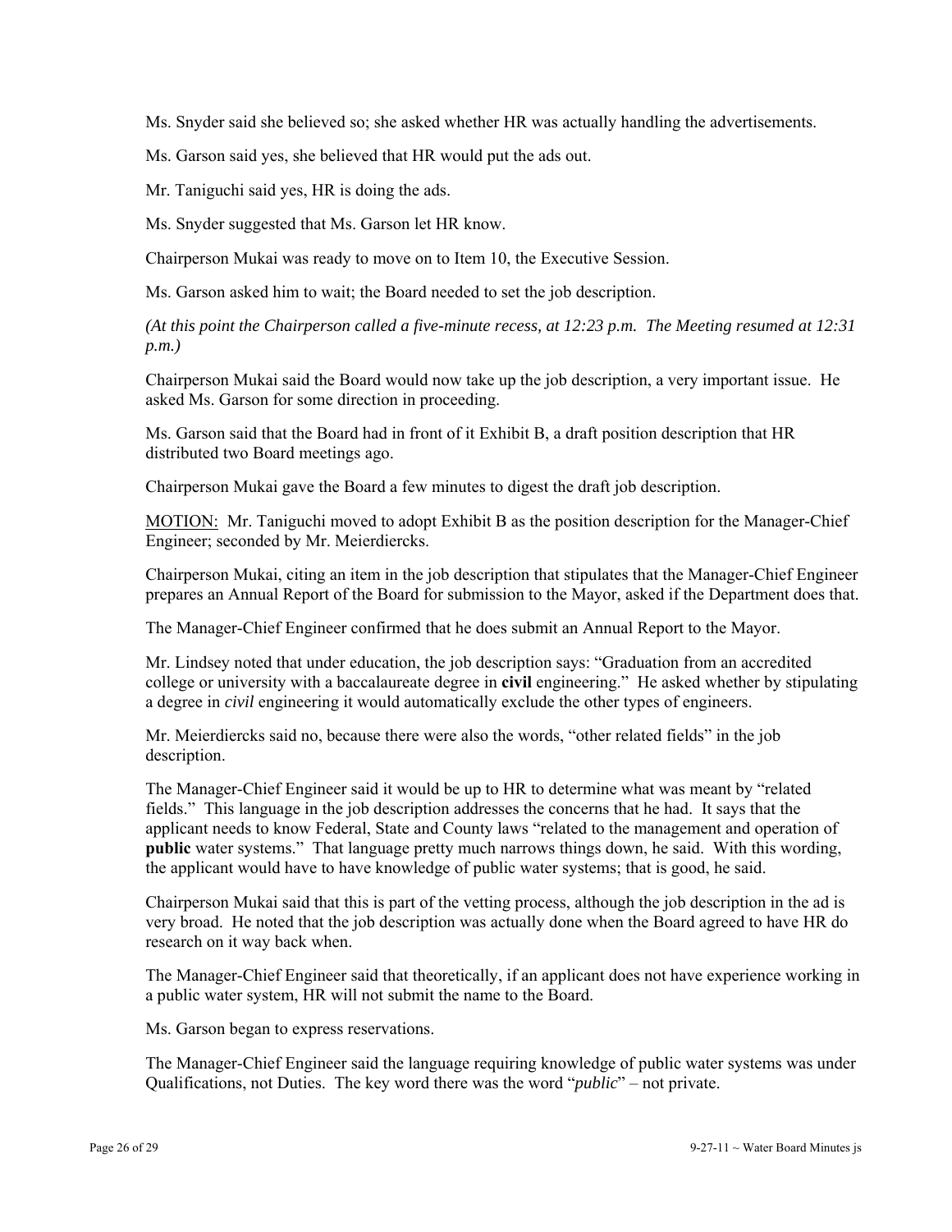Ms. Snyder said she believed so; she asked whether HR was actually handling the advertisements.

Ms. Garson said yes, she believed that HR would put the ads out.

Mr. Taniguchi said yes, HR is doing the ads.

Ms. Snyder suggested that Ms. Garson let HR know.

Chairperson Mukai was ready to move on to Item 10, the Executive Session.

Ms. Garson asked him to wait; the Board needed to set the job description.

*(At this point the Chairperson called a five-minute recess, at 12:23 p.m. The Meeting resumed at 12:31 p.m.)*

Chairperson Mukai said the Board would now take up the job description, a very important issue. He asked Ms. Garson for some direction in proceeding.

Ms. Garson said that the Board had in front of it Exhibit B, a draft position description that HR distributed two Board meetings ago.

Chairperson Mukai gave the Board a few minutes to digest the draft job description.

MOTION: Mr. Taniguchi moved to adopt Exhibit B as the position description for the Manager-Chief Engineer; seconded by Mr. Meierdiercks.

Chairperson Mukai, citing an item in the job description that stipulates that the Manager-Chief Engineer prepares an Annual Report of the Board for submission to the Mayor, asked if the Department does that.

The Manager-Chief Engineer confirmed that he does submit an Annual Report to the Mayor.

Mr. Lindsey noted that under education, the job description says: "Graduation from an accredited college or university with a baccalaureate degree in **civil** engineering." He asked whether by stipulating a degree in *civil* engineering it would automatically exclude the other types of engineers.

Mr. Meierdiercks said no, because there were also the words, "other related fields" in the job description.

The Manager-Chief Engineer said it would be up to HR to determine what was meant by "related fields." This language in the job description addresses the concerns that he had. It says that the applicant needs to know Federal, State and County laws "related to the management and operation of **public** water systems." That language pretty much narrows things down, he said. With this wording, the applicant would have to have knowledge of public water systems; that is good, he said.

Chairperson Mukai said that this is part of the vetting process, although the job description in the ad is very broad. He noted that the job description was actually done when the Board agreed to have HR do research on it way back when.

The Manager-Chief Engineer said that theoretically, if an applicant does not have experience working in a public water system, HR will not submit the name to the Board.

Ms. Garson began to express reservations.

The Manager-Chief Engineer said the language requiring knowledge of public water systems was under Qualifications, not Duties. The key word there was the word "*public*" – not private.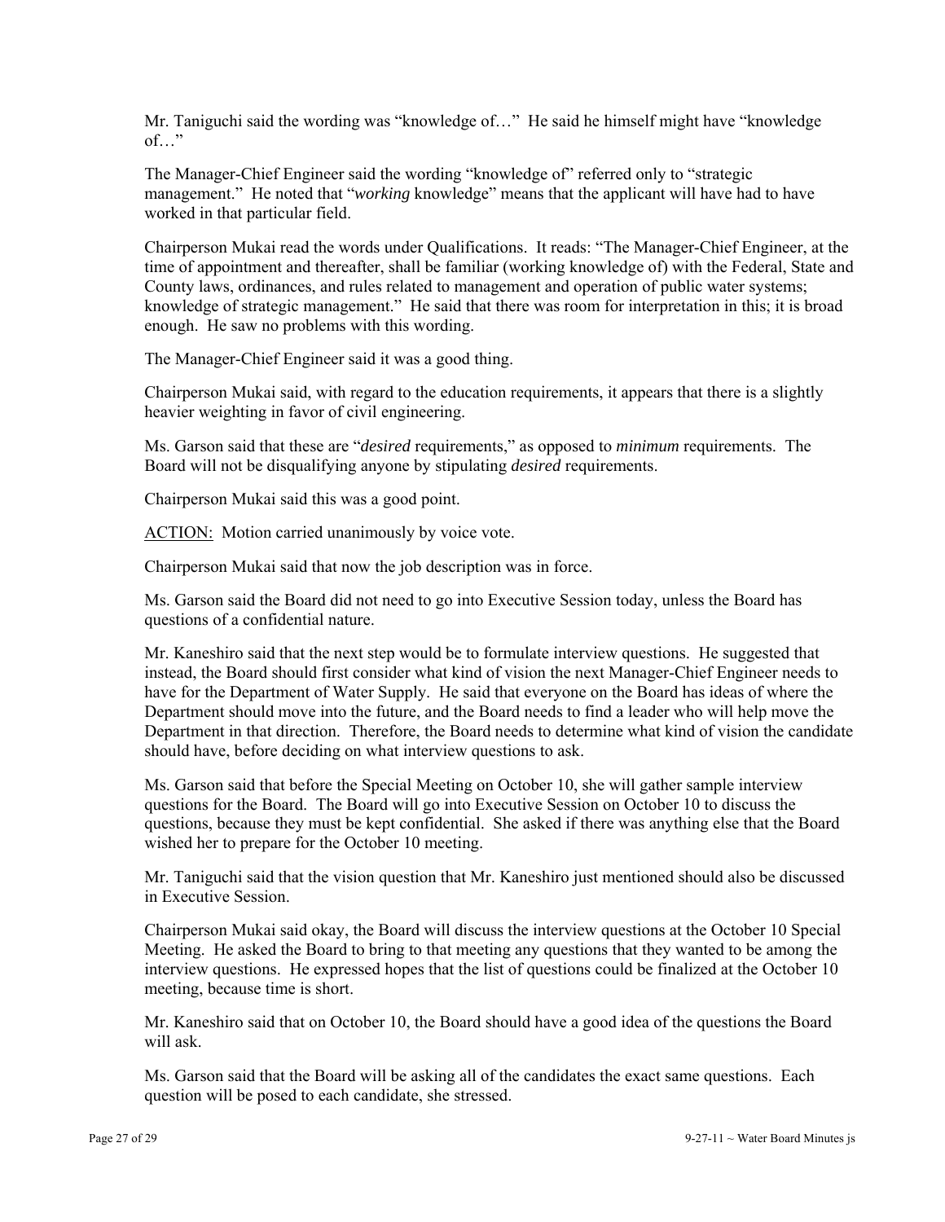Mr. Taniguchi said the wording was "knowledge of…" He said he himself might have "knowledge of…"

The Manager-Chief Engineer said the wording "knowledge of" referred only to "strategic management." He noted that "*working* knowledge" means that the applicant will have had to have worked in that particular field.

Chairperson Mukai read the words under Qualifications. It reads: "The Manager-Chief Engineer, at the time of appointment and thereafter, shall be familiar (working knowledge of) with the Federal, State and County laws, ordinances, and rules related to management and operation of public water systems; knowledge of strategic management." He said that there was room for interpretation in this; it is broad enough. He saw no problems with this wording.

The Manager-Chief Engineer said it was a good thing.

Chairperson Mukai said, with regard to the education requirements, it appears that there is a slightly heavier weighting in favor of civil engineering.

Ms. Garson said that these are "*desired* requirements," as opposed to *minimum* requirements. The Board will not be disqualifying anyone by stipulating *desired* requirements.

Chairperson Mukai said this was a good point.

<u>ACTION:</u> Motion carried unanimously by voice vote.

Chairperson Mukai said that now the job description was in force.

Ms. Garson said the Board did not need to go into Executive Session today, unless the Board has questions of a confidential nature.

Mr. Kaneshiro said that the next step would be to formulate interview questions. He suggested that instead, the Board should first consider what kind of vision the next Manager-Chief Engineer needs to have for the Department of Water Supply. He said that everyone on the Board has ideas of where the Department should move into the future, and the Board needs to find a leader who will help move the Department in that direction. Therefore, the Board needs to determine what kind of vision the candidate should have, before deciding on what interview questions to ask.

Ms. Garson said that before the Special Meeting on October 10, she will gather sample interview questions for the Board. The Board will go into Executive Session on October 10 to discuss the questions, because they must be kept confidential. She asked if there was anything else that the Board wished her to prepare for the October 10 meeting.

Mr. Taniguchi said that the vision question that Mr. Kaneshiro just mentioned should also be discussed in Executive Session.

Chairperson Mukai said okay, the Board will discuss the interview questions at the October 10 Special Meeting. He asked the Board to bring to that meeting any questions that they wanted to be among the interview questions. He expressed hopes that the list of questions could be finalized at the October 10 meeting, because time is short.

Mr. Kaneshiro said that on October 10, the Board should have a good idea of the questions the Board will ask.

Ms. Garson said that the Board will be asking all of the candidates the exact same questions. Each question will be posed to each candidate, she stressed.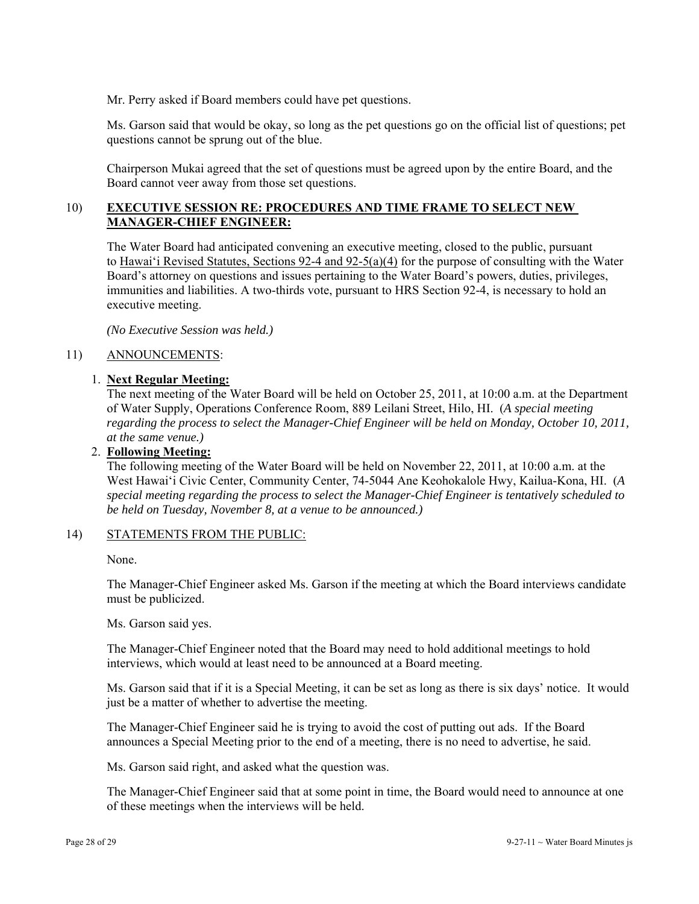Mr. Perry asked if Board members could have pet questions.

Ms. Garson said that would be okay, so long as the pet questions go on the official list of questions; pet questions cannot be sprung out of the blue.

Chairperson Mukai agreed that the set of questions must be agreed upon by the entire Board, and the Board cannot veer away from those set questions.

10) **EXECUTIVE SESSION RE: PROCEDURES AND TIME FRAME TO SELECT NEW MANAGER-CHIEF ENGINEER:**

The Water Board had anticipated convening an executive meeting, closed to the public, pursuant to Hawai'i Revised Statutes, Sections 92-4 and 92-5(a)(4) for the purpose of consulting with the Water Board's attorney on questions and issues pertaining to the Water Board's powers, duties, privileges, immunities and liabilities. A two-thirds vote, pursuant to HRS Section 92-4, is necessary to hold an executive meeting.

*(No Executive Session was held.)*

11) ANNOUNCEMENTS:

1. **Next Regular Meeting:**
   The next meeting of the Water Board will be held on October 25, 2011, at 10:00 a.m. at the Department of Water Supply, Operations Conference Room, 889 Leilani Street, Hilo, HI. (*A special meeting regarding the process to select the Manager-Chief Engineer will be held on Monday, October 10, 2011, at the same venue.)*
2. **Following Meeting:**
   The following meeting of the Water Board will be held on November 22, 2011, at 10:00 a.m. at the West Hawai'i Civic Center, Community Center, 74-5044 Ane Keohokalole Hwy, Kailua-Kona, HI. (*A special meeting regarding the process to select the Manager-Chief Engineer is tentatively scheduled to be held on Tuesday, November 8, at a venue to be announced.)*

14) STATEMENTS FROM THE PUBLIC:

None.

The Manager-Chief Engineer asked Ms. Garson if the meeting at which the Board interviews candidate must be publicized.

Ms. Garson said yes.

The Manager-Chief Engineer noted that the Board may need to hold additional meetings to hold interviews, which would at least need to be announced at a Board meeting.

Ms. Garson said that if it is a Special Meeting, it can be set as long as there is six days' notice. It would just be a matter of whether to advertise the meeting.

The Manager-Chief Engineer said he is trying to avoid the cost of putting out ads. If the Board announces a Special Meeting prior to the end of a meeting, there is no need to advertise, he said.

Ms. Garson said right, and asked what the question was.

The Manager-Chief Engineer said that at some point in time, the Board would need to announce at one of these meetings when the interviews will be held.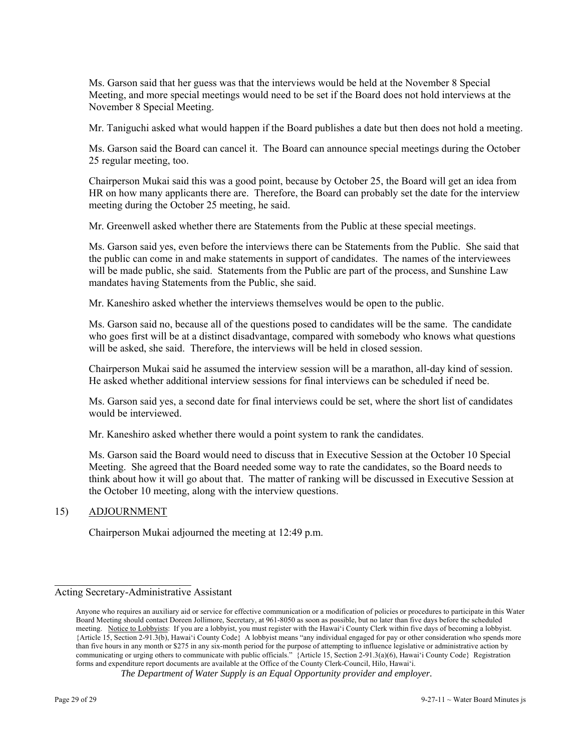Ms. Garson said that her guess was that the interviews would be held at the November 8 Special Meeting, and more special meetings would need to be set if the Board does not hold interviews at the November 8 Special Meeting.

Mr. Taniguchi asked what would happen if the Board publishes a date but then does not hold a meeting.

Ms. Garson said the Board can cancel it. The Board can announce special meetings during the October 25 regular meeting, too.

Chairperson Mukai said this was a good point, because by October 25, the Board will get an idea from HR on how many applicants there are. Therefore, the Board can probably set the date for the interview meeting during the October 25 meeting, he said.

Mr. Greenwell asked whether there are Statements from the Public at these special meetings.

Ms. Garson said yes, even before the interviews there can be Statements from the Public. She said that the public can come in and make statements in support of candidates. The names of the interviewees will be made public, she said. Statements from the Public are part of the process, and Sunshine Law mandates having Statements from the Public, she said.

Mr. Kaneshiro asked whether the interviews themselves would be open to the public.

Ms. Garson said no, because all of the questions posed to candidates will be the same. The candidate who goes first will be at a distinct disadvantage, compared with somebody who knows what questions will be asked, she said. Therefore, the interviews will be held in closed session.

Chairperson Mukai said he assumed the interview session will be a marathon, all-day kind of session. He asked whether additional interview sessions for final interviews can be scheduled if need be.

Ms. Garson said yes, a second date for final interviews could be set, where the short list of candidates would be interviewed.

Mr. Kaneshiro asked whether there would a point system to rank the candidates.

Ms. Garson said the Board would need to discuss that in Executive Session at the October 10 Special Meeting. She agreed that the Board needed some way to rate the candidates, so the Board needs to think about how it will go about that. The matter of ranking will be discussed in Executive Session at the October 10 meeting, along with the interview questions.

15) ADJOURNMENT

Chairperson Mukai adjourned the meeting at 12:49 p.m.

\_\_\_\_\_\_\_\_\_\_\_\_\_\_\_\_\_\_\_\_\_\_\_\_\_\_\_\_\_\_

Acting Secretary-Administrative Assistant

Anyone who requires an auxiliary aid or service for effective communication or a modification of policies or procedures to participate in this Water Board Meeting should contact Doreen Jollimore, Secretary, at 961-8050 as soon as possible, but no later than five days before the scheduled meeting. Notice to Lobbyists: If you are a lobbyist, you must register with the Hawai'i County Clerk within five days of becoming a lobbyist. {Article 15, Section 2-91.3(b), Hawai'i County Code} A lobbyist means "any individual engaged for pay or other consideration who spends more than five hours in any month or $275 in any six-month period for the purpose of attempting to influence legislative or administrative action by communicating or urging others to communicate with public officials." {Article 15, Section 2-91.3(a)(6), Hawai'i County Code} Registration forms and expenditure report documents are available at the Office of the County Clerk-Council, Hilo, Hawai'i.

*The Department of Water Supply is an Equal Opportunity provider and employer.*